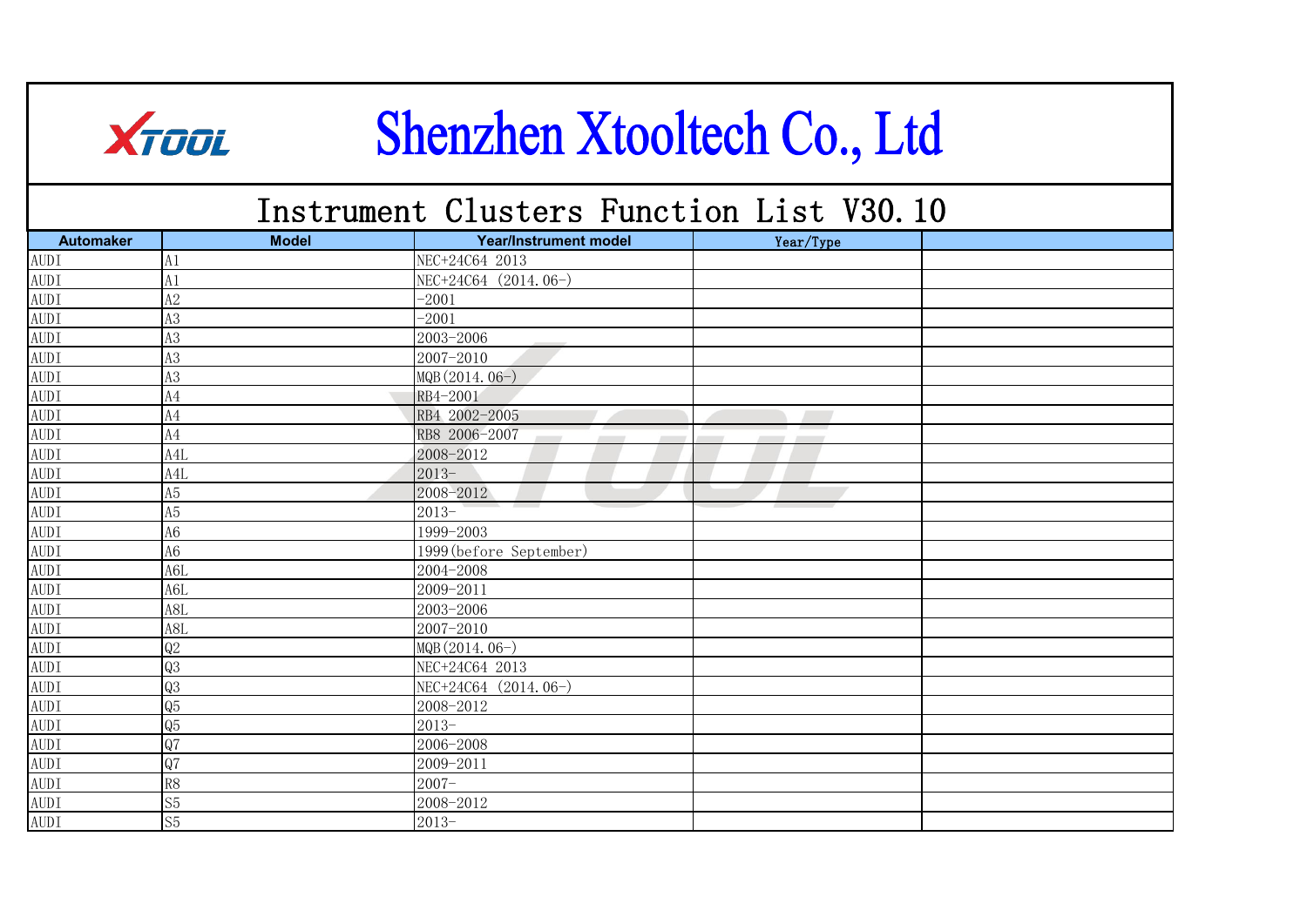# XTOOL Shenzhen Xtooltech Co., Ltd

## Instrument Clusters Function List V30.10

| Automaker | Model | Year/Instrument model | Year/Type | |
|---|---|---|---|---|
| AUDI | A1 | NEC+24C64 2013 | | |
| AUDI | A1 | NEC+24C64 (2014.06-) | | |
| AUDI | A2 | -2001 | | |
| AUDI | A3 | -2001 | | |
| AUDI | A3 | 2003-2006 | | |
| AUDI | A3 | 2007-2010 | | |
| AUDI | A3 | MQB(2014.06-) | | |
| AUDI | A4 | RB4-2001 | | |
| AUDI | A4 | RB4 2002-2005 | | |
| AUDI | A4 | RB8 2006-2007 | | |
| AUDI | A4L | 2008-2012 | | |
| AUDI | A4L | 2013- | | |
| AUDI | A5 | 2008-2012 | | |
| AUDI | A5 | 2013- | | |
| AUDI | A6 | 1999-2003 | | |
| AUDI | A6 | 1999(before September) | | |
| AUDI | A6L | 2004-2008 | | |
| AUDI | A6L | 2009-2011 | | |
| AUDI | A8L | 2003-2006 | | |
| AUDI | A8L | 2007-2010 | | |
| AUDI | Q2 | MQB(2014.06-) | | |
| AUDI | Q3 | NEC+24C64 2013 | | |
| AUDI | Q3 | NEC+24C64 (2014.06-) | | |
| AUDI | Q5 | 2008-2012 | | |
| AUDI | Q5 | 2013- | | |
| AUDI | Q7 | 2006-2008 | | |
| AUDI | Q7 | 2009-2011 | | |
| AUDI | R8 | 2007- | | |
| AUDI | S5 | 2008-2012 | | |
| AUDI | S5 | 2013- | | |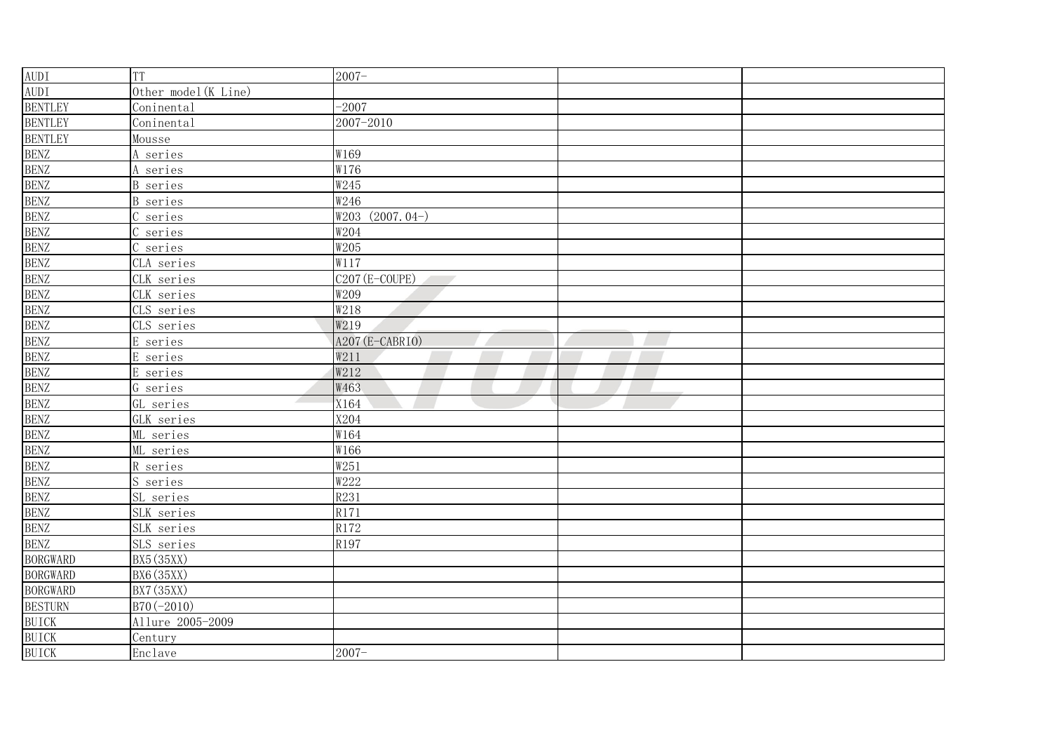| AUDI | TT | 2007- | | |
|---|---|---|---|---|
| AUDI | Other model(K Line) | | | |
| BENTLEY | Coninental | -2007 | | |
| BENTLEY | Coninental | 2007-2010 | | |
| BENTLEY | Mousse | | | |
| BENZ | A series | W169 | | |
| BENZ | A series | W176 | | |
| BENZ | B series | W245 | | |
| BENZ | B series | W246 | | |
| BENZ | C series | W203 (2007.04-) | | |
| BENZ | C series | W204 | | |
| BENZ | C series | W205 | | |
| BENZ | CLA series | W117 | | |
| BENZ | CLK series | C207(E-COUPE) | | |
| BENZ | CLK series | W209 | | |
| BENZ | CLS series | W218 | | |
| BENZ | CLS series | W219 | | |
| BENZ | E series | A207(E-CABRIO) | | |
| BENZ | E series | W211 | | |
| BENZ | E series | W212 | | |
| BENZ | G series | W463 | | |
| BENZ | GL series | X164 | | |
| BENZ | GLK series | X204 | | |
| BENZ | ML series | W164 | | |
| BENZ | ML series | W166 | | |
| BENZ | R series | W251 | | |
| BENZ | S series | W222 | | |
| BENZ | SL series | R231 | | |
| BENZ | SLK series | R171 | | |
| BENZ | SLK series | R172 | | |
| BENZ | SLS series | R197 | | |
| BORGWARD | BX5(35XX) | | | |
| BORGWARD | BX6(35XX) | | | |
| BORGWARD | BX7(35XX) | | | |
| BESTURN | B70(-2010) | | | |
| BUICK | Allure 2005-2009 | | | |
| BUICK | Century | | | |
| BUICK | Enclave | 2007- | | |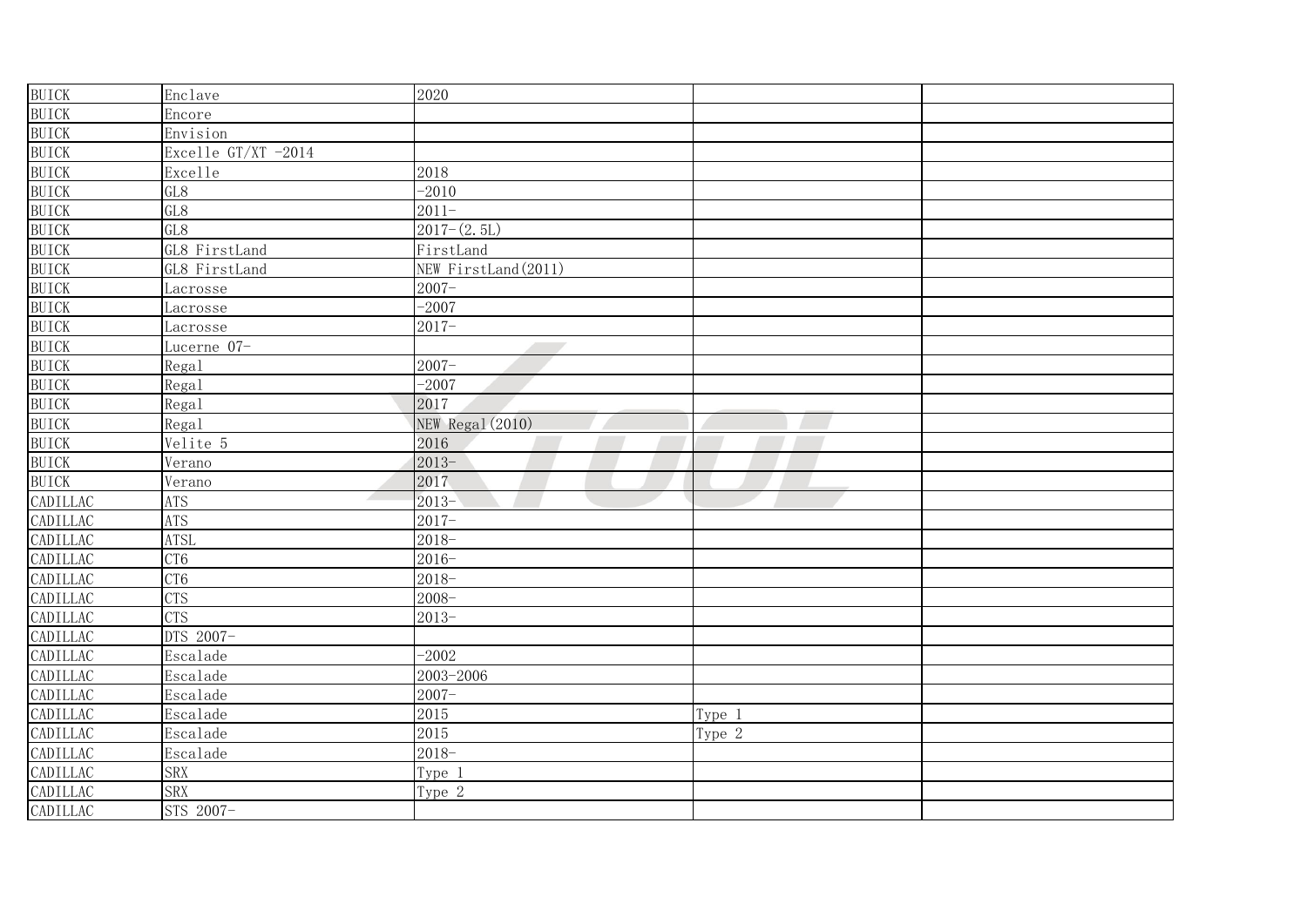| | | | | |
|---|---|---|---|---|
| BUICK | Enclave | 2020 | | |
| BUICK | Encore | | | |
| BUICK | Envision | | | |
| BUICK | Excelle GT/XT -2014 | | | |
| BUICK | Excelle | 2018 | | |
| BUICK | GL8 | -2010 | | |
| BUICK | GL8 | 2011- | | |
| BUICK | GL8 | 2017-(2.5L) | | |
| BUICK | GL8 FirstLand | FirstLand | | |
| BUICK | GL8 FirstLand | NEW FirstLand(2011) | | |
| BUICK | Lacrosse | 2007- | | |
| BUICK | Lacrosse | -2007 | | |
| BUICK | Lacrosse | 2017- | | |
| BUICK | Lucerne 07- | | | |
| BUICK | Regal | 2007- | | |
| BUICK | Regal | -2007 | | |
| BUICK | Regal | 2017 | | |
| BUICK | Regal | NEW Regal(2010) | | |
| BUICK | Velite 5 | 2016 | | |
| BUICK | Verano | 2013- | | |
| BUICK | Verano | 2017 | | |
| CADILLAC | ATS | 2013- | | |
| CADILLAC | ATS | 2017- | | |
| CADILLAC | ATSL | 2018- | | |
| CADILLAC | CT6 | 2016- | | |
| CADILLAC | CT6 | 2018- | | |
| CADILLAC | CTS | 2008- | | |
| CADILLAC | CTS | 2013- | | |
| CADILLAC | DTS 2007- | | | |
| CADILLAC | Escalade | -2002 | | |
| CADILLAC | Escalade | 2003-2006 | | |
| CADILLAC | Escalade | 2007- | | |
| CADILLAC | Escalade | 2015 | Type 1 | |
| CADILLAC | Escalade | 2015 | Type 2 | |
| CADILLAC | Escalade | 2018- | | |
| CADILLAC | SRX | Type 1 | | |
| CADILLAC | SRX | Type 2 | | |
| CADILLAC | STS 2007- | | | |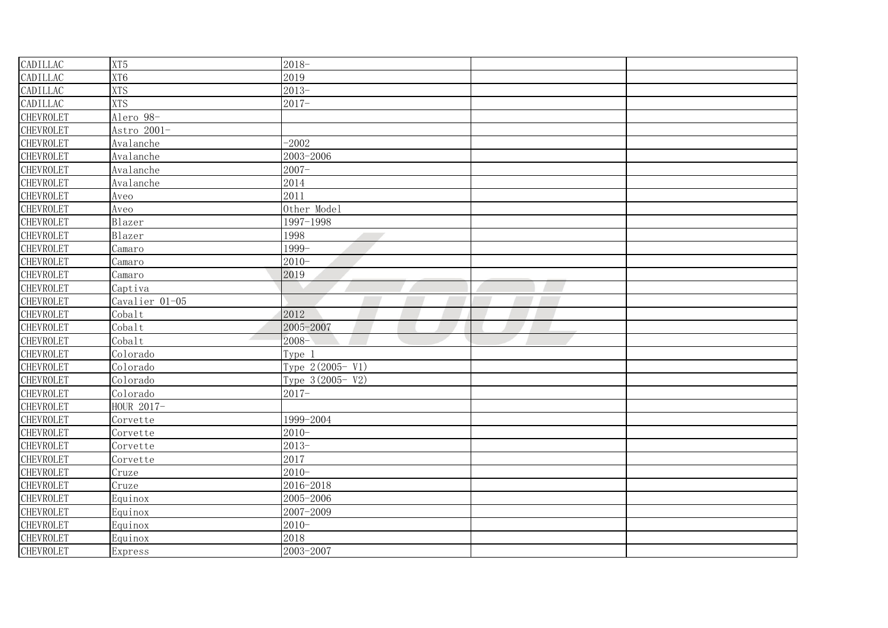| | | | | |
|---|---|---|---|---|
| CADILLAC | XT5 | 2018- | | |
| CADILLAC | XT6 | 2019 | | |
| CADILLAC | XTS | 2013- | | |
| CADILLAC | XTS | 2017- | | |
| CHEVROLET | Alero 98- | | | |
| CHEVROLET | Astro 2001- | | | |
| CHEVROLET | Avalanche | -2002 | | |
| CHEVROLET | Avalanche | 2003-2006 | | |
| CHEVROLET | Avalanche | 2007- | | |
| CHEVROLET | Avalanche | 2014 | | |
| CHEVROLET | Aveo | 2011 | | |
| CHEVROLET | Aveo | Other Model | | |
| CHEVROLET | Blazer | 1997-1998 | | |
| CHEVROLET | Blazer | 1998 | | |
| CHEVROLET | Camaro | 1999- | | |
| CHEVROLET | Camaro | 2010- | | |
| CHEVROLET | Camaro | 2019 | | |
| CHEVROLET | Captiva | | | |
| CHEVROLET | Cavalier 01-05 | | | |
| CHEVROLET | Cobalt | 2012 | | |
| CHEVROLET | Cobalt | 2005-2007 | | |
| CHEVROLET | Cobalt | 2008- | | |
| CHEVROLET | Colorado | Type 1 | | |
| CHEVROLET | Colorado | Type 2(2005- V1) | | |
| CHEVROLET | Colorado | Type 3(2005- V2) | | |
| CHEVROLET | Colorado | 2017- | | |
| CHEVROLET | HOUR 2017- | | | |
| CHEVROLET | Corvette | 1999-2004 | | |
| CHEVROLET | Corvette | 2010- | | |
| CHEVROLET | Corvette | 2013- | | |
| CHEVROLET | Corvette | 2017 | | |
| CHEVROLET | Cruze | 2010- | | |
| CHEVROLET | Cruze | 2016-2018 | | |
| CHEVROLET | Equinox | 2005-2006 | | |
| CHEVROLET | Equinox | 2007-2009 | | |
| CHEVROLET | Equinox | 2010- | | |
| CHEVROLET | Equinox | 2018 | | |
| CHEVROLET | Express | 2003-2007 | | |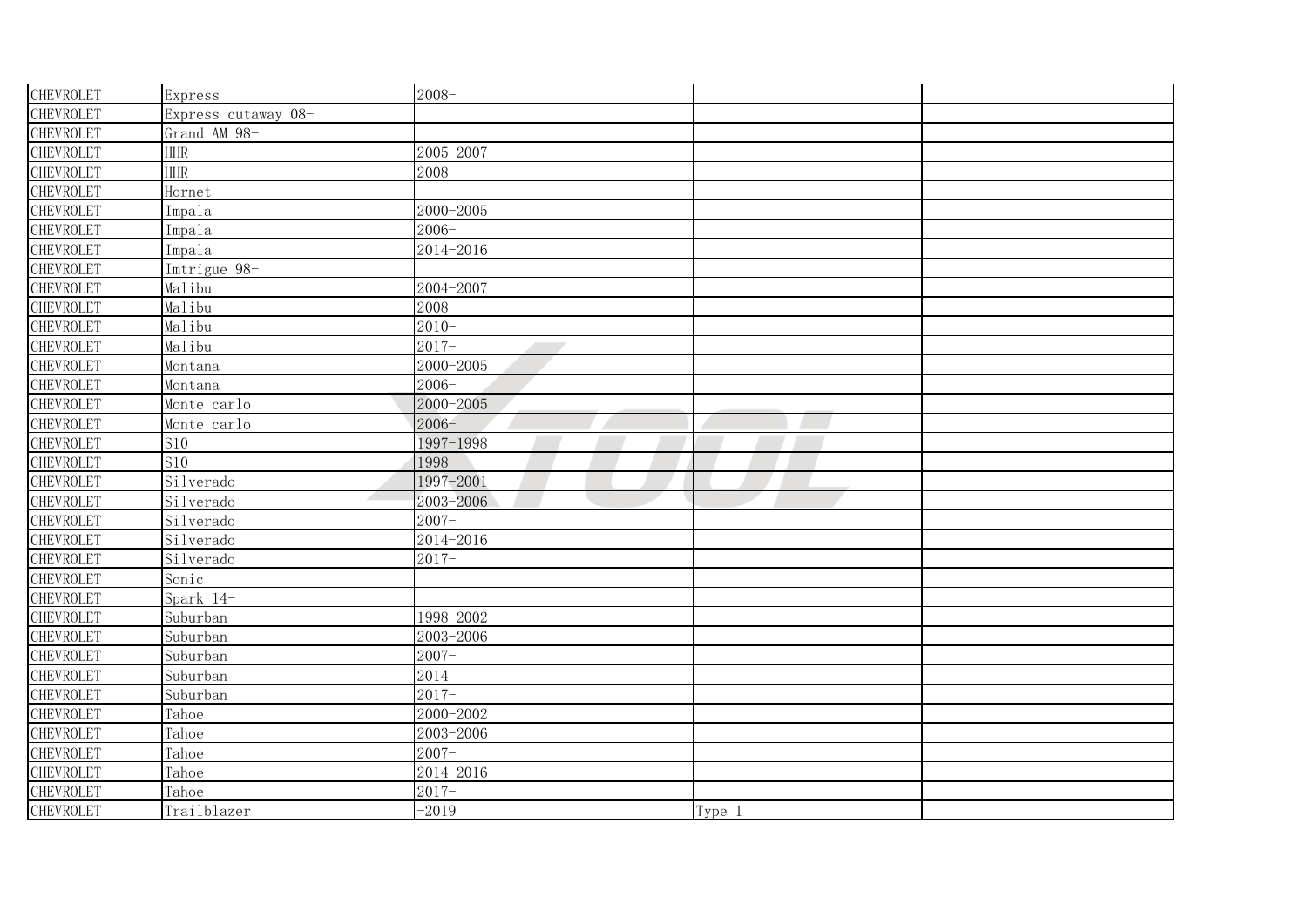| | | | | |
|---|---|---|---|---|
| CHEVROLET | Express | 2008- | | |
| CHEVROLET | Express cutaway 08- | | | |
| CHEVROLET | Grand AM 98- | | | |
| CHEVROLET | HHR | 2005-2007 | | |
| CHEVROLET | HHR | 2008- | | |
| CHEVROLET | Hornet | | | |
| CHEVROLET | Impala | 2000-2005 | | |
| CHEVROLET | Impala | 2006- | | |
| CHEVROLET | Impala | 2014-2016 | | |
| CHEVROLET | Imtrigue 98- | | | |
| CHEVROLET | Malibu | 2004-2007 | | |
| CHEVROLET | Malibu | 2008- | | |
| CHEVROLET | Malibu | 2010- | | |
| CHEVROLET | Malibu | 2017- | | |
| CHEVROLET | Montana | 2000-2005 | | |
| CHEVROLET | Montana | 2006- | | |
| CHEVROLET | Monte carlo | 2000-2005 | | |
| CHEVROLET | Monte carlo | 2006- | | |
| CHEVROLET | S10 | 1997-1998 | | |
| CHEVROLET | S10 | 1998 | | |
| CHEVROLET | Silverado | 1997-2001 | | |
| CHEVROLET | Silverado | 2003-2006 | | |
| CHEVROLET | Silverado | 2007- | | |
| CHEVROLET | Silverado | 2014-2016 | | |
| CHEVROLET | Silverado | 2017- | | |
| CHEVROLET | Sonic | | | |
| CHEVROLET | Spark 14- | | | |
| CHEVROLET | Suburban | 1998-2002 | | |
| CHEVROLET | Suburban | 2003-2006 | | |
| CHEVROLET | Suburban | 2007- | | |
| CHEVROLET | Suburban | 2014 | | |
| CHEVROLET | Suburban | 2017- | | |
| CHEVROLET | Tahoe | 2000-2002 | | |
| CHEVROLET | Tahoe | 2003-2006 | | |
| CHEVROLET | Tahoe | 2007- | | |
| CHEVROLET | Tahoe | 2014-2016 | | |
| CHEVROLET | Tahoe | 2017- | | |
| CHEVROLET | Trailblazer | -2019 | Type 1 | |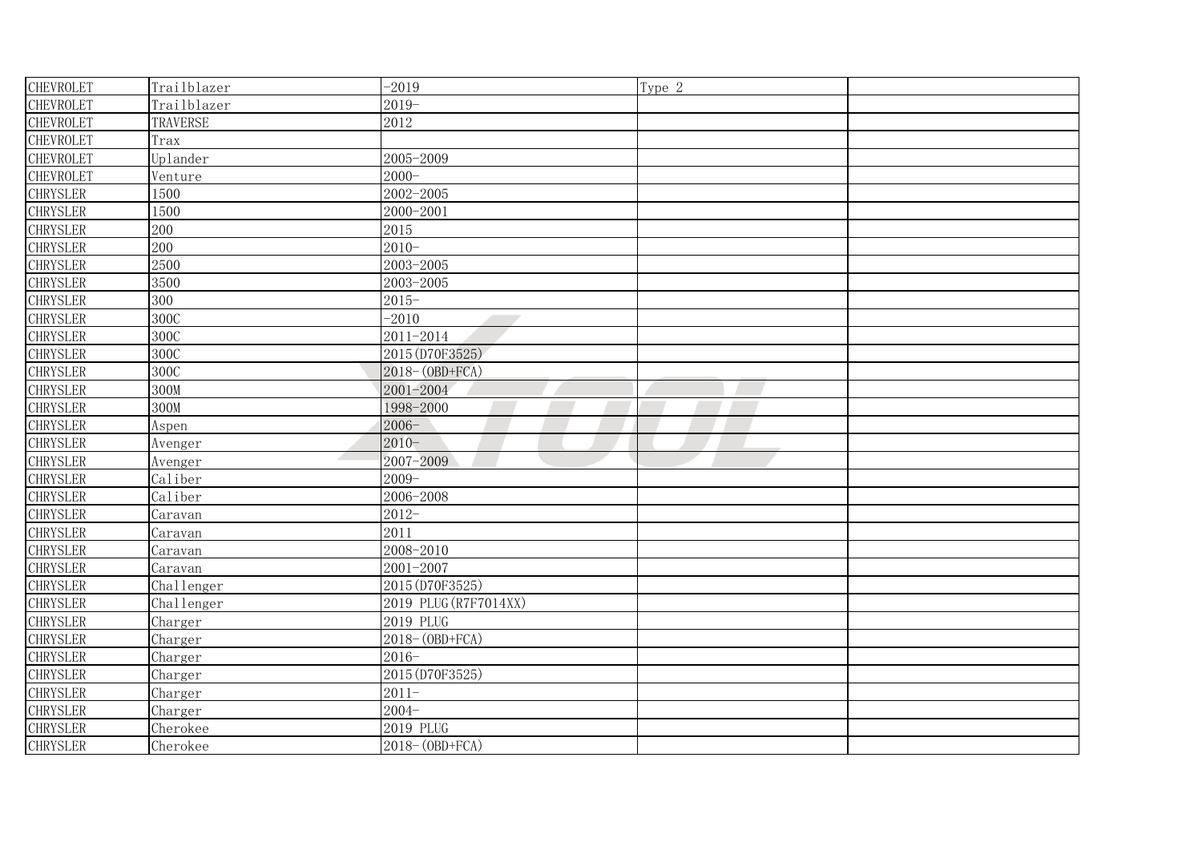| CHEVROLET | Trailblazer | -2019 | Type 2 | |
|---|---|---|---|---|
| CHEVROLET | Trailblazer | 2019- | | |
| CHEVROLET | TRAVERSE | 2012 | | |
| CHEVROLET | Trax | | | |
| CHEVROLET | Uplander | 2005-2009 | | |
| CHEVROLET | Venture | 2000- | | |
| CHRYSLER | 1500 | 2002-2005 | | |
| CHRYSLER | 1500 | 2000-2001 | | |
| CHRYSLER | 200 | 2015 | | |
| CHRYSLER | 200 | 2010- | | |
| CHRYSLER | 2500 | 2003-2005 | | |
| CHRYSLER | 3500 | 2003-2005 | | |
| CHRYSLER | 300 | 2015- | | |
| CHRYSLER | 300C | -2010 | | |
| CHRYSLER | 300C | 2011-2014 | | |
| CHRYSLER | 300C | 2015(D70F3525) | | |
| CHRYSLER | 300C | 2018-(OBD+FCA) | | |
| CHRYSLER | 300M | 2001-2004 | | |
| CHRYSLER | 300M | 1998-2000 | | |
| CHRYSLER | Aspen | 2006- | | |
| CHRYSLER | Avenger | 2010- | | |
| CHRYSLER | Avenger | 2007-2009 | | |
| CHRYSLER | Caliber | 2009- | | |
| CHRYSLER | Caliber | 2006-2008 | | |
| CHRYSLER | Caravan | 2012- | | |
| CHRYSLER | Caravan | 2011 | | |
| CHRYSLER | Caravan | 2008-2010 | | |
| CHRYSLER | Caravan | 2001-2007 | | |
| CHRYSLER | Challenger | 2015(D70F3525) | | |
| CHRYSLER | Challenger | 2019 PLUG(R7F7014XX) | | |
| CHRYSLER | Charger | 2019 PLUG | | |
| CHRYSLER | Charger | 2018-(OBD+FCA) | | |
| CHRYSLER | Charger | 2016- | | |
| CHRYSLER | Charger | 2015(D70F3525) | | |
| CHRYSLER | Charger | 2011- | | |
| CHRYSLER | Charger | 2004- | | |
| CHRYSLER | Cherokee | 2019 PLUG | | |
| CHRYSLER | Cherokee | 2018-(OBD+FCA) | | |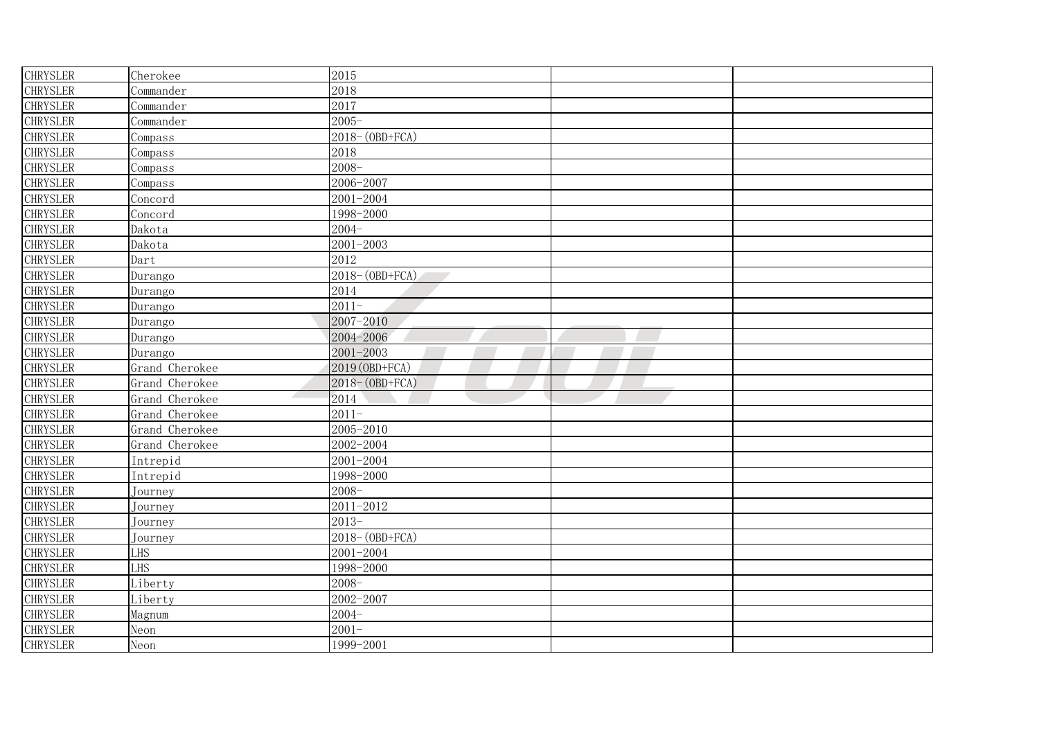| | | | | |
|---|---|---|---|---|
| CHRYSLER | Cherokee | 2015 | | |
| CHRYSLER | Commander | 2018 | | |
| CHRYSLER | Commander | 2017 | | |
| CHRYSLER | Commander | 2005- | | |
| CHRYSLER | Compass | 2018-(OBD+FCA) | | |
| CHRYSLER | Compass | 2018 | | |
| CHRYSLER | Compass | 2008- | | |
| CHRYSLER | Compass | 2006-2007 | | |
| CHRYSLER | Concord | 2001-2004 | | |
| CHRYSLER | Concord | 1998-2000 | | |
| CHRYSLER | Dakota | 2004- | | |
| CHRYSLER | Dakota | 2001-2003 | | |
| CHRYSLER | Dart | 2012 | | |
| CHRYSLER | Durango | 2018-(OBD+FCA) | | |
| CHRYSLER | Durango | 2014 | | |
| CHRYSLER | Durango | 2011- | | |
| CHRYSLER | Durango | 2007-2010 | | |
| CHRYSLER | Durango | 2004-2006 | | |
| CHRYSLER | Durango | 2001-2003 | | |
| CHRYSLER | Grand Cherokee | 2019(OBD+FCA) | | |
| CHRYSLER | Grand Cherokee | 2018-(OBD+FCA) | | |
| CHRYSLER | Grand Cherokee | 2014 | | |
| CHRYSLER | Grand Cherokee | 2011- | | |
| CHRYSLER | Grand Cherokee | 2005-2010 | | |
| CHRYSLER | Grand Cherokee | 2002-2004 | | |
| CHRYSLER | Intrepid | 2001-2004 | | |
| CHRYSLER | Intrepid | 1998-2000 | | |
| CHRYSLER | Journey | 2008- | | |
| CHRYSLER | Journey | 2011-2012 | | |
| CHRYSLER | Journey | 2013- | | |
| CHRYSLER | Journey | 2018-(OBD+FCA) | | |
| CHRYSLER | LHS | 2001-2004 | | |
| CHRYSLER | LHS | 1998-2000 | | |
| CHRYSLER | Liberty | 2008- | | |
| CHRYSLER | Liberty | 2002-2007 | | |
| CHRYSLER | Magnum | 2004- | | |
| CHRYSLER | Neon | 2001- | | |
| CHRYSLER | Neon | 1999-2001 | | |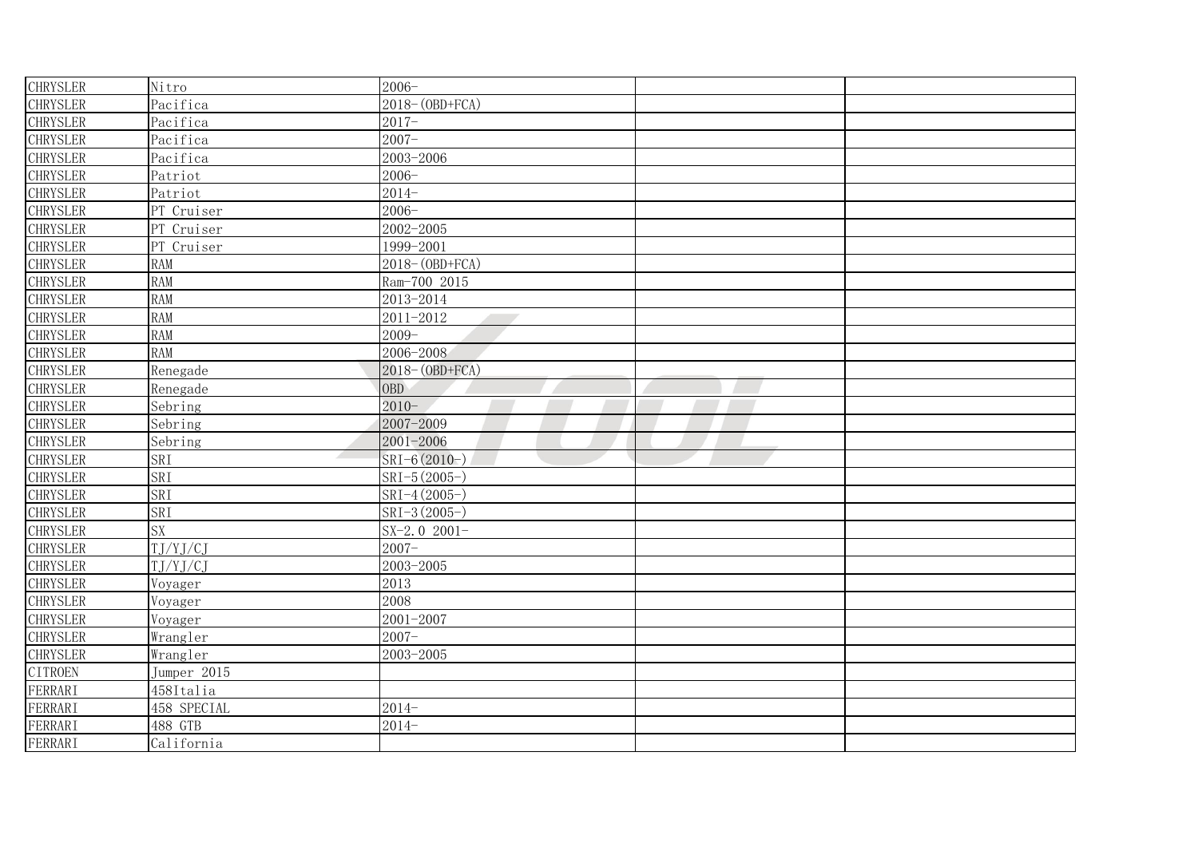| | | | | |
|---|---|---|---|---|
| CHRYSLER | Nitro | 2006- | | |
| CHRYSLER | Pacifica | 2018-(OBD+FCA) | | |
| CHRYSLER | Pacifica | 2017- | | |
| CHRYSLER | Pacifica | 2007- | | |
| CHRYSLER | Pacifica | 2003-2006 | | |
| CHRYSLER | Patriot | 2006- | | |
| CHRYSLER | Patriot | 2014- | | |
| CHRYSLER | PT Cruiser | 2006- | | |
| CHRYSLER | PT Cruiser | 2002-2005 | | |
| CHRYSLER | PT Cruiser | 1999-2001 | | |
| CHRYSLER | RAM | 2018-(OBD+FCA) | | |
| CHRYSLER | RAM | Ram-700 2015 | | |
| CHRYSLER | RAM | 2013-2014 | | |
| CHRYSLER | RAM | 2011-2012 | | |
| CHRYSLER | RAM | 2009- | | |
| CHRYSLER | RAM | 2006-2008 | | |
| CHRYSLER | Renegade | 2018-(OBD+FCA) | | |
| CHRYSLER | Renegade | OBD | | |
| CHRYSLER | Sebring | 2010- | | |
| CHRYSLER | Sebring | 2007-2009 | | |
| CHRYSLER | Sebring | 2001-2006 | | |
| CHRYSLER | SRI | SRI-6(2010-) | | |
| CHRYSLER | SRI | SRI-5(2005-) | | |
| CHRYSLER | SRI | SRI-4(2005-) | | |
| CHRYSLER | SRI | SRI-3(2005-) | | |
| CHRYSLER | SX | SX-2.0 2001- | | |
| CHRYSLER | TJ/YJ/CJ | 2007- | | |
| CHRYSLER | TJ/YJ/CJ | 2003-2005 | | |
| CHRYSLER | Voyager | 2013 | | |
| CHRYSLER | Voyager | 2008 | | |
| CHRYSLER | Voyager | 2001-2007 | | |
| CHRYSLER | Wrangler | 2007- | | |
| CHRYSLER | Wrangler | 2003-2005 | | |
| CITROEN | Jumper 2015 | | | |
| FERRARI | 458Italia | | | |
| FERRARI | 458 SPECIAL | 2014- | | |
| FERRARI | 488 GTB | 2014- | | |
| FERRARI | California | | | |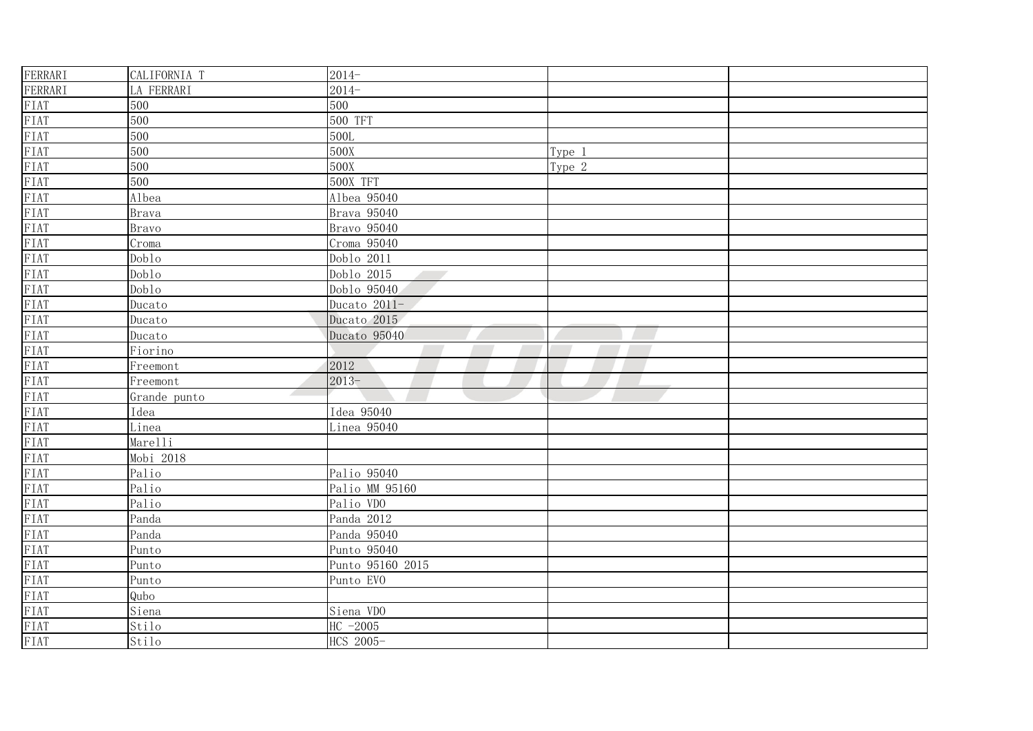| FERRARI | CALIFORNIA T | 2014- | | |
|---|---|---|---|---|
| FERRARI | LA FERRARI | 2014- | | |
| FIAT | 500 | 500 | | |
| FIAT | 500 | 500 TFT | | |
| FIAT | 500 | 500L | | |
| FIAT | 500 | 500X | Type 1 | |
| FIAT | 500 | 500X | Type 2 | |
| FIAT | 500 | 500X TFT | | |
| FIAT | Albea | Albea 95040 | | |
| FIAT | Brava | Brava 95040 | | |
| FIAT | Bravo | Bravo 95040 | | |
| FIAT | Croma | Croma 95040 | | |
| FIAT | Doblo | Doblo 2011 | | |
| FIAT | Doblo | Doblo 2015 | | |
| FIAT | Doblo | Doblo 95040 | | |
| FIAT | Ducato | Ducato 2011- | | |
| FIAT | Ducato | Ducato 2015 | | |
| FIAT | Ducato | Ducato 95040 | | |
| FIAT | Fiorino | | | |
| FIAT | Freemont | 2012 | | |
| FIAT | Freemont | 2013- | | |
| FIAT | Grande punto | | | |
| FIAT | Idea | Idea 95040 | | |
| FIAT | Linea | Linea 95040 | | |
| FIAT | Marelli | | | |
| FIAT | Mobi 2018 | | | |
| FIAT | Palio | Palio 95040 | | |
| FIAT | Palio | Palio MM 95160 | | |
| FIAT | Palio | Palio VDO | | |
| FIAT | Panda | Panda 2012 | | |
| FIAT | Panda | Panda 95040 | | |
| FIAT | Punto | Punto 95040 | | |
| FIAT | Punto | Punto 95160 2015 | | |
| FIAT | Punto | Punto EVO | | |
| FIAT | Qubo | | | |
| FIAT | Siena | Siena VDO | | |
| FIAT | Stilo | HC -2005 | | |
| FIAT | Stilo | HCS 2005- | | |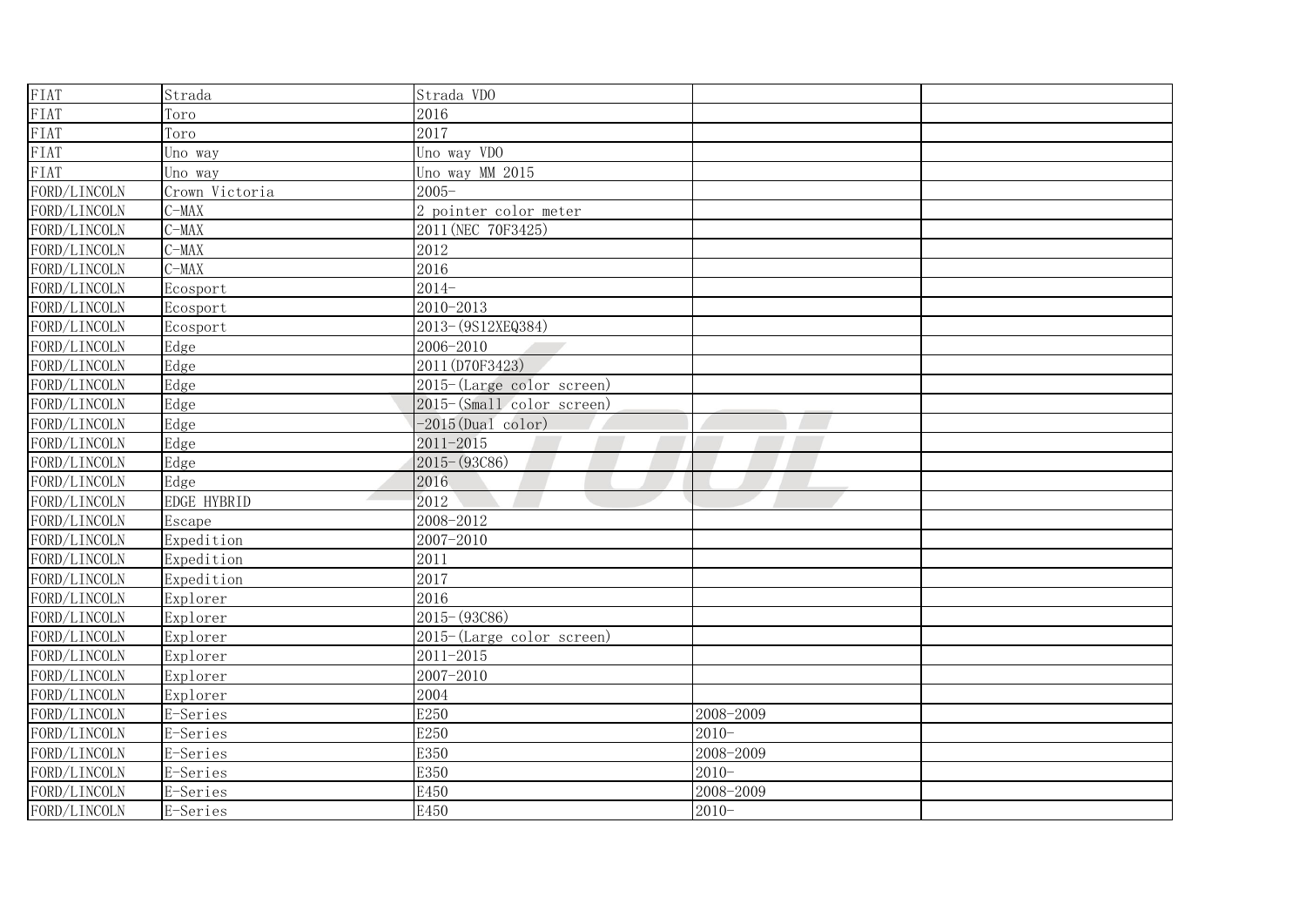| | | | | |
|---|---|---|---|---|
| FIAT | Strada | Strada VDO | | |
| FIAT | Toro | 2016 | | |
| FIAT | Toro | 2017 | | |
| FIAT | Uno way | Uno way VDO | | |
| FIAT | Uno way | Uno way MM 2015 | | |
| FORD/LINCOLN | Crown Victoria | 2005- | | |
| FORD/LINCOLN | C-MAX | 2 pointer color meter | | |
| FORD/LINCOLN | C-MAX | 2011(NEC 70F3425) | | |
| FORD/LINCOLN | C-MAX | 2012 | | |
| FORD/LINCOLN | C-MAX | 2016 | | |
| FORD/LINCOLN | Ecosport | 2014- | | |
| FORD/LINCOLN | Ecosport | 2010-2013 | | |
| FORD/LINCOLN | Ecosport | 2013-(9S12XEQ384) | | |
| FORD/LINCOLN | Edge | 2006-2010 | | |
| FORD/LINCOLN | Edge | 2011(D70F3423) | | |
| FORD/LINCOLN | Edge | 2015-(Large color screen) | | |
| FORD/LINCOLN | Edge | 2015-(Small color screen) | | |
| FORD/LINCOLN | Edge | -2015(Dual color) | | |
| FORD/LINCOLN | Edge | 2011-2015 | | |
| FORD/LINCOLN | Edge | 2015-(93C86) | | |
| FORD/LINCOLN | Edge | 2016 | | |
| FORD/LINCOLN | EDGE HYBRID | 2012 | | |
| FORD/LINCOLN | Escape | 2008-2012 | | |
| FORD/LINCOLN | Expedition | 2007-2010 | | |
| FORD/LINCOLN | Expedition | 2011 | | |
| FORD/LINCOLN | Expedition | 2017 | | |
| FORD/LINCOLN | Explorer | 2016 | | |
| FORD/LINCOLN | Explorer | 2015-(93C86) | | |
| FORD/LINCOLN | Explorer | 2015-(Large color screen) | | |
| FORD/LINCOLN | Explorer | 2011-2015 | | |
| FORD/LINCOLN | Explorer | 2007-2010 | | |
| FORD/LINCOLN | Explorer | 2004 | | |
| FORD/LINCOLN | E-Series | E250 | 2008-2009 | |
| FORD/LINCOLN | E-Series | E250 | 2010- | |
| FORD/LINCOLN | E-Series | E350 | 2008-2009 | |
| FORD/LINCOLN | E-Series | E350 | 2010- | |
| FORD/LINCOLN | E-Series | E450 | 2008-2009 | |
| FORD/LINCOLN | E-Series | E450 | 2010- | |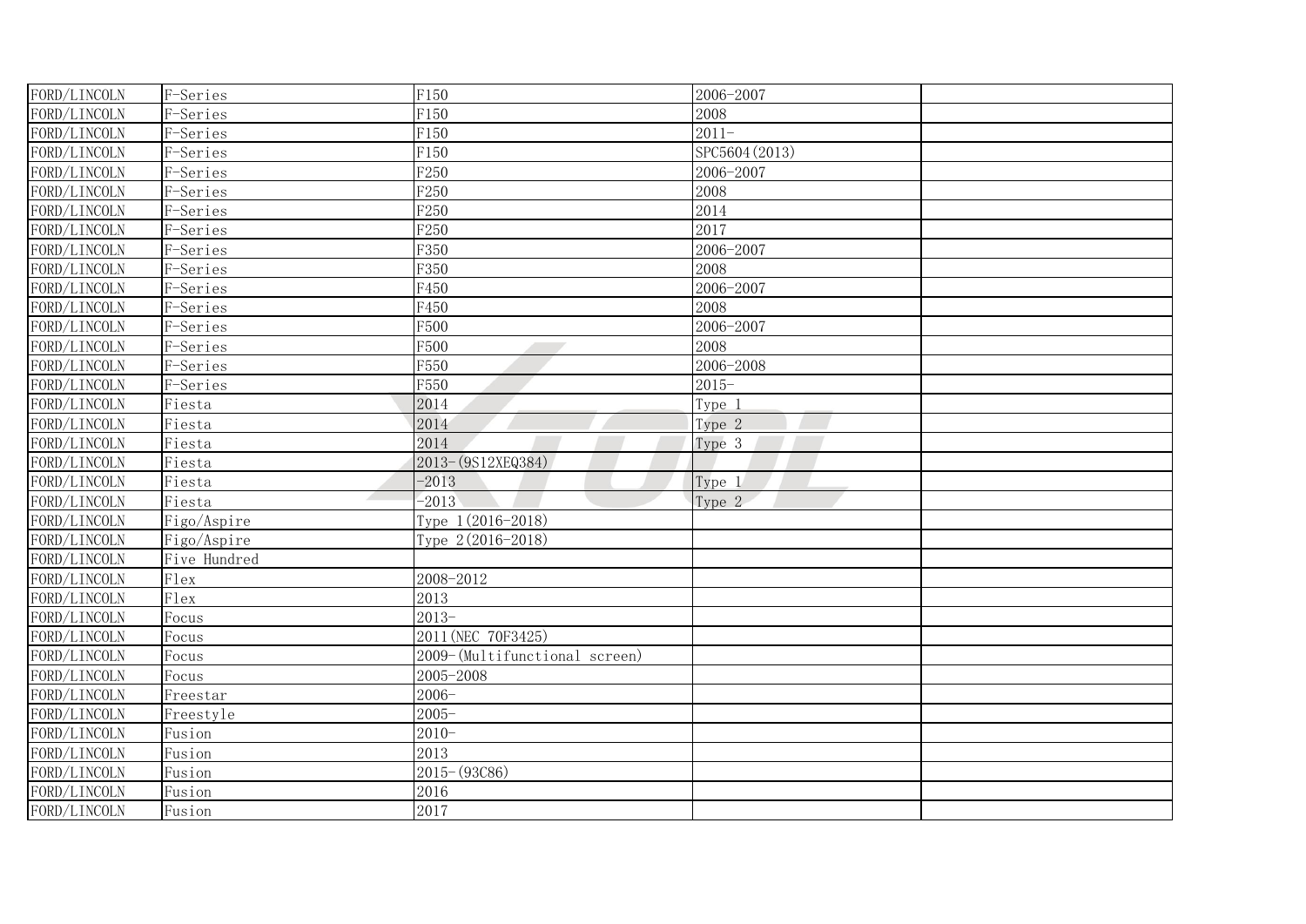| FORD/LINCOLN | F-Series | F150 | 2006-2007 | |
|---|---|---|---|---|
| FORD/LINCOLN | F-Series | F150 | 2008 | |
| FORD/LINCOLN | F-Series | F150 | 2011- | |
| FORD/LINCOLN | F-Series | F150 | SPC5604(2013) | |
| FORD/LINCOLN | F-Series | F250 | 2006-2007 | |
| FORD/LINCOLN | F-Series | F250 | 2008 | |
| FORD/LINCOLN | F-Series | F250 | 2014 | |
| FORD/LINCOLN | F-Series | F250 | 2017 | |
| FORD/LINCOLN | F-Series | F350 | 2006-2007 | |
| FORD/LINCOLN | F-Series | F350 | 2008 | |
| FORD/LINCOLN | F-Series | F450 | 2006-2007 | |
| FORD/LINCOLN | F-Series | F450 | 2008 | |
| FORD/LINCOLN | F-Series | F500 | 2006-2007 | |
| FORD/LINCOLN | F-Series | F500 | 2008 | |
| FORD/LINCOLN | F-Series | F550 | 2006-2008 | |
| FORD/LINCOLN | F-Series | F550 | 2015- | |
| FORD/LINCOLN | Fiesta | 2014 | Type 1 | |
| FORD/LINCOLN | Fiesta | 2014 | Type 2 | |
| FORD/LINCOLN | Fiesta | 2014 | Type 3 | |
| FORD/LINCOLN | Fiesta | 2013-(9S12XEQ384) | | |
| FORD/LINCOLN | Fiesta | -2013 | Type 1 | |
| FORD/LINCOLN | Fiesta | -2013 | Type 2 | |
| FORD/LINCOLN | Figo/Aspire | Type 1(2016-2018) | | |
| FORD/LINCOLN | Figo/Aspire | Type 2(2016-2018) | | |
| FORD/LINCOLN | Five Hundred | | | |
| FORD/LINCOLN | Flex | 2008-2012 | | |
| FORD/LINCOLN | Flex | 2013 | | |
| FORD/LINCOLN | Focus | 2013- | | |
| FORD/LINCOLN | Focus | 2011(NEC 70F3425) | | |
| FORD/LINCOLN | Focus | 2009-(Multifunctional screen) | | |
| FORD/LINCOLN | Focus | 2005-2008 | | |
| FORD/LINCOLN | Freestar | 2006- | | |
| FORD/LINCOLN | Freestyle | 2005- | | |
| FORD/LINCOLN | Fusion | 2010- | | |
| FORD/LINCOLN | Fusion | 2013 | | |
| FORD/LINCOLN | Fusion | 2015-(93C86) | | |
| FORD/LINCOLN | Fusion | 2016 | | |
| FORD/LINCOLN | Fusion | 2017 | | |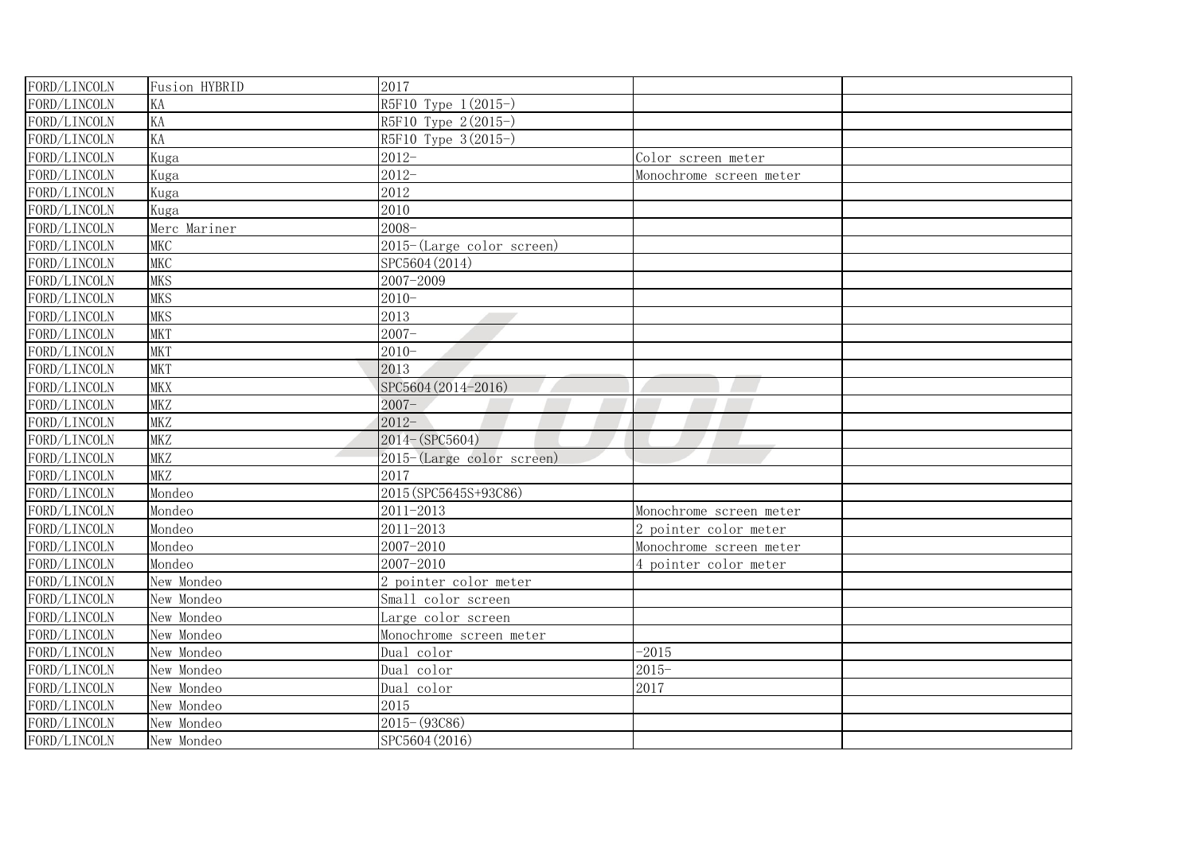| | | | | |
|---|---|---|---|---|
| FORD/LINCOLN | Fusion HYBRID | 2017 | | |
| FORD/LINCOLN | KA | R5F10 Type 1(2015-) | | |
| FORD/LINCOLN | KA | R5F10 Type 2(2015-) | | |
| FORD/LINCOLN | KA | R5F10 Type 3(2015-) | | |
| FORD/LINCOLN | Kuga | 2012- | Color screen meter | |
| FORD/LINCOLN | Kuga | 2012- | Monochrome screen meter | |
| FORD/LINCOLN | Kuga | 2012 | | |
| FORD/LINCOLN | Kuga | 2010 | | |
| FORD/LINCOLN | Merc Mariner | 2008- | | |
| FORD/LINCOLN | MKC | 2015-(Large color screen) | | |
| FORD/LINCOLN | MKC | SPC5604(2014) | | |
| FORD/LINCOLN | MKS | 2007-2009 | | |
| FORD/LINCOLN | MKS | 2010- | | |
| FORD/LINCOLN | MKS | 2013 | | |
| FORD/LINCOLN | MKT | 2007- | | |
| FORD/LINCOLN | MKT | 2010- | | |
| FORD/LINCOLN | MKT | 2013 | | |
| FORD/LINCOLN | MKX | SPC5604(2014-2016) | | |
| FORD/LINCOLN | MKZ | 2007- | | |
| FORD/LINCOLN | MKZ | 2012- | | |
| FORD/LINCOLN | MKZ | 2014-(SPC5604) | | |
| FORD/LINCOLN | MKZ | 2015-(Large color screen) | | |
| FORD/LINCOLN | MKZ | 2017 | | |
| FORD/LINCOLN | Mondeo | 2015(SPC5645S+93C86) | | |
| FORD/LINCOLN | Mondeo | 2011-2013 | Monochrome screen meter | |
| FORD/LINCOLN | Mondeo | 2011-2013 | 2 pointer color meter | |
| FORD/LINCOLN | Mondeo | 2007-2010 | Monochrome screen meter | |
| FORD/LINCOLN | Mondeo | 2007-2010 | 4 pointer color meter | |
| FORD/LINCOLN | New Mondeo | 2 pointer color meter | | |
| FORD/LINCOLN | New Mondeo | Small color screen | | |
| FORD/LINCOLN | New Mondeo | Large color screen | | |
| FORD/LINCOLN | New Mondeo | Monochrome screen meter | | |
| FORD/LINCOLN | New Mondeo | Dual color | -2015 | |
| FORD/LINCOLN | New Mondeo | Dual color | 2015- | |
| FORD/LINCOLN | New Mondeo | Dual color | 2017 | |
| FORD/LINCOLN | New Mondeo | 2015 | | |
| FORD/LINCOLN | New Mondeo | 2015-(93C86) | | |
| FORD/LINCOLN | New Mondeo | SPC5604(2016) | | |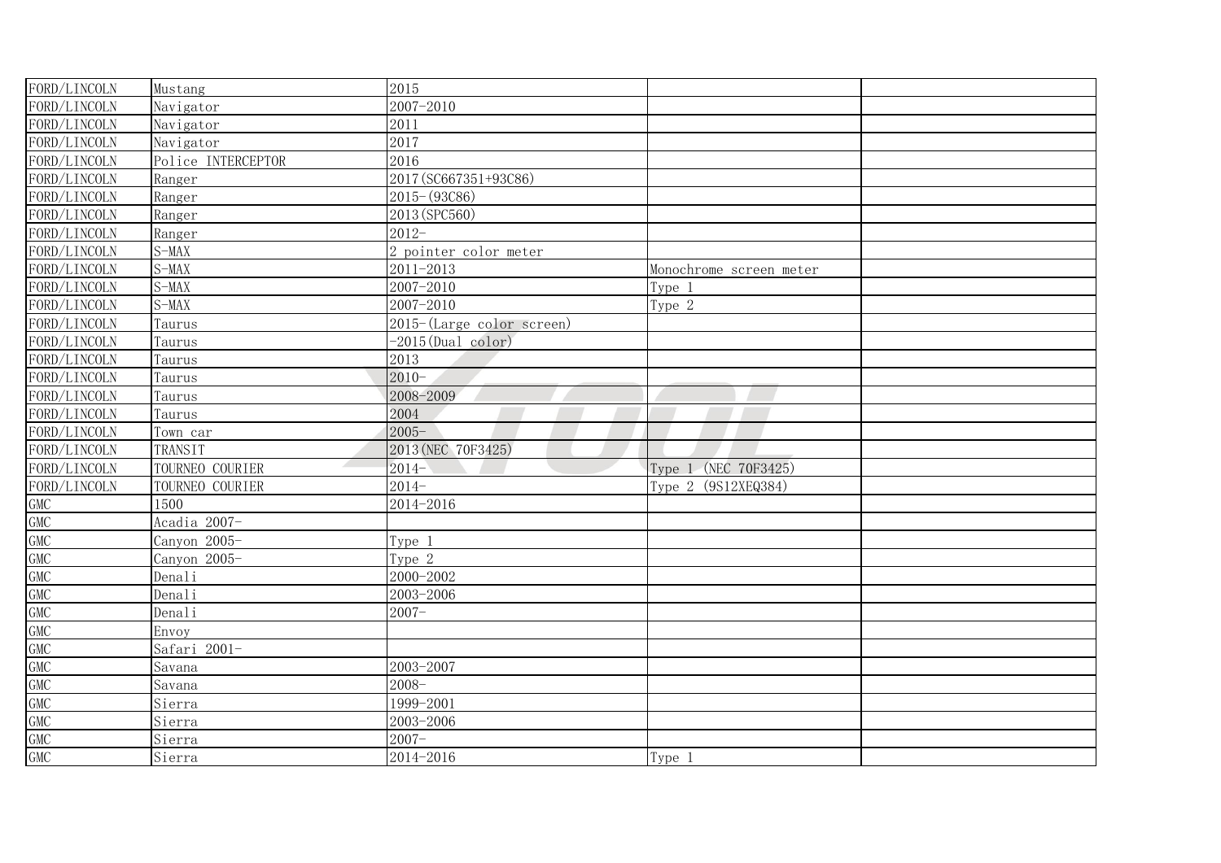| | | | | |
|---|---|---|---|---|
| FORD/LINCOLN | Mustang | 2015 | | |
| FORD/LINCOLN | Navigator | 2007-2010 | | |
| FORD/LINCOLN | Navigator | 2011 | | |
| FORD/LINCOLN | Navigator | 2017 | | |
| FORD/LINCOLN | Police INTERCEPTOR | 2016 | | |
| FORD/LINCOLN | Ranger | 2017(SC667351+93C86) | | |
| FORD/LINCOLN | Ranger | 2015-(93C86) | | |
| FORD/LINCOLN | Ranger | 2013(SPC560) | | |
| FORD/LINCOLN | Ranger | 2012- | | |
| FORD/LINCOLN | S-MAX | 2 pointer color meter | | |
| FORD/LINCOLN | S-MAX | 2011-2013 | Monochrome screen meter | |
| FORD/LINCOLN | S-MAX | 2007-2010 | Type 1 | |
| FORD/LINCOLN | S-MAX | 2007-2010 | Type 2 | |
| FORD/LINCOLN | Taurus | 2015-(Large color screen) | | |
| FORD/LINCOLN | Taurus | -2015(Dual color) | | |
| FORD/LINCOLN | Taurus | 2013 | | |
| FORD/LINCOLN | Taurus | 2010- | | |
| FORD/LINCOLN | Taurus | 2008-2009 | | |
| FORD/LINCOLN | Taurus | 2004 | | |
| FORD/LINCOLN | Town car | 2005- | | |
| FORD/LINCOLN | TRANSIT | 2013(NEC 70F3425) | | |
| FORD/LINCOLN | TOURNEO COURIER | 2014- | Type 1 (NEC 70F3425) | |
| FORD/LINCOLN | TOURNEO COURIER | 2014- | Type 2 (9S12XEQ384) | |
| GMC | 1500 | 2014-2016 | | |
| GMC | Acadia 2007- | | | |
| GMC | Canyon 2005- | Type 1 | | |
| GMC | Canyon 2005- | Type 2 | | |
| GMC | Denali | 2000-2002 | | |
| GMC | Denali | 2003-2006 | | |
| GMC | Denali | 2007- | | |
| GMC | Envoy | | | |
| GMC | Safari 2001- | | | |
| GMC | Savana | 2003-2007 | | |
| GMC | Savana | 2008- | | |
| GMC | Sierra | 1999-2001 | | |
| GMC | Sierra | 2003-2006 | | |
| GMC | Sierra | 2007- | | |
| GMC | Sierra | 2014-2016 | Type 1 | |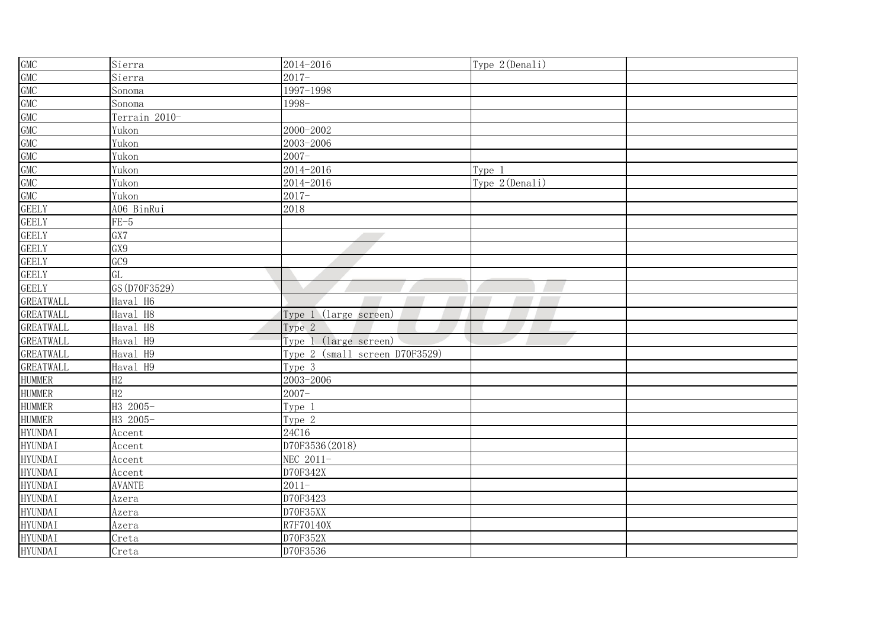| GMC | Sierra | 2014-2016 | Type 2(Denali) | |
|---|---|---|---|---|
| GMC | Sierra | 2017- | | |
| GMC | Sonoma | 1997-1998 | | |
| GMC | Sonoma | 1998- | | |
| GMC | Terrain 2010- | | | |
| GMC | Yukon | 2000-2002 | | |
| GMC | Yukon | 2003-2006 | | |
| GMC | Yukon | 2007- | | |
| GMC | Yukon | 2014-2016 | Type 1 | |
| GMC | Yukon | 2014-2016 | Type 2(Denali) | |
| GMC | Yukon | 2017- | | |
| GEELY | A06 BinRui | 2018 | | |
| GEELY | FE-5 | | | |
| GEELY | GX7 | | | |
| GEELY | GX9 | | | |
| GEELY | GC9 | | | |
| GEELY | GL | | | |
| GEELY | GS(D70F3529) | | | |
| GREATWALL | Haval H6 | | | |
| GREATWALL | Haval H8 | Type 1 (large screen) | | |
| GREATWALL | Haval H8 | Type 2 | | |
| GREATWALL | Haval H9 | Type 1 (large screen) | | |
| GREATWALL | Haval H9 | Type 2 (small screen D70F3529) | | |
| GREATWALL | Haval H9 | Type 3 | | |
| HUMMER | H2 | 2003-2006 | | |
| HUMMER | H2 | 2007- | | |
| HUMMER | H3 2005- | Type 1 | | |
| HUMMER | H3 2005- | Type 2 | | |
| HYUNDAI | Accent | 24C16 | | |
| HYUNDAI | Accent | D70F3536(2018) | | |
| HYUNDAI | Accent | NEC 2011- | | |
| HYUNDAI | Accent | D70F342X | | |
| HYUNDAI | AVANTE | 2011- | | |
| HYUNDAI | Azera | D70F3423 | | |
| HYUNDAI | Azera | D70F35XX | | |
| HYUNDAI | Azera | R7F70140X | | |
| HYUNDAI | Creta | D70F352X | | |
| HYUNDAI | Creta | D70F3536 | | |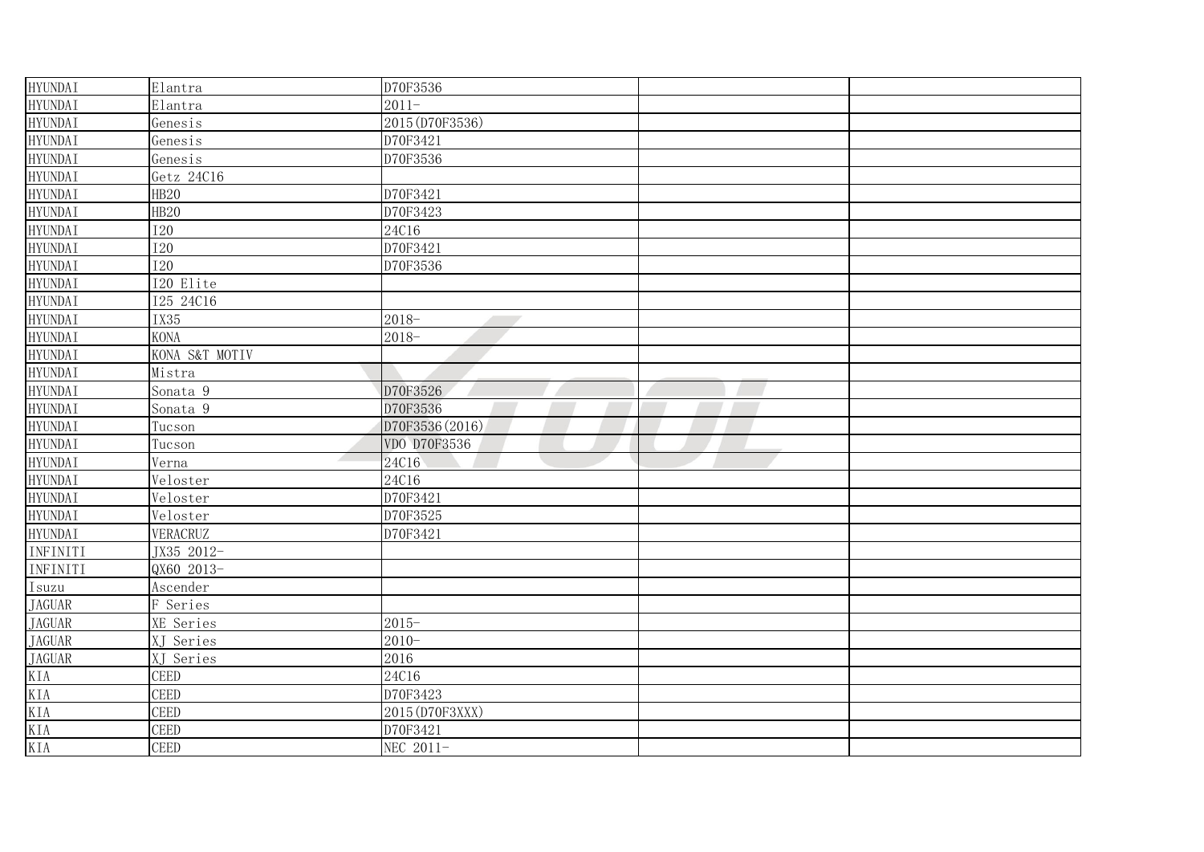| | | | | |
|---|---|---|---|---|
| HYUNDAI | Elantra | D70F3536 | | |
| HYUNDAI | Elantra | 2011- | | |
| HYUNDAI | Genesis | 2015(D70F3536) | | |
| HYUNDAI | Genesis | D70F3421 | | |
| HYUNDAI | Genesis | D70F3536 | | |
| HYUNDAI | Getz 24C16 | | | |
| HYUNDAI | HB20 | D70F3421 | | |
| HYUNDAI | HB20 | D70F3423 | | |
| HYUNDAI | I20 | 24C16 | | |
| HYUNDAI | I20 | D70F3421 | | |
| HYUNDAI | I20 | D70F3536 | | |
| HYUNDAI | I20 Elite | | | |
| HYUNDAI | I25 24C16 | | | |
| HYUNDAI | IX35 | 2018- | | |
| HYUNDAI | KONA | 2018- | | |
| HYUNDAI | KONA S&T MOTIV | | | |
| HYUNDAI | Mistra | | | |
| HYUNDAI | Sonata 9 | D70F3526 | | |
| HYUNDAI | Sonata 9 | D70F3536 | | |
| HYUNDAI | Tucson | D70F3536(2016) | | |
| HYUNDAI | Tucson | VDO D70F3536 | | |
| HYUNDAI | Verna | 24C16 | | |
| HYUNDAI | Veloster | 24C16 | | |
| HYUNDAI | Veloster | D70F3421 | | |
| HYUNDAI | Veloster | D70F3525 | | |
| HYUNDAI | VERACRUZ | D70F3421 | | |
| INFINITI | JX35 2012- | | | |
| INFINITI | QX60 2013- | | | |
| Isuzu | Ascender | | | |
| JAGUAR | F Series | | | |
| JAGUAR | XE Series | 2015- | | |
| JAGUAR | XJ Series | 2010- | | |
| JAGUAR | XJ Series | 2016 | | |
| KIA | CEED | 24C16 | | |
| KIA | CEED | D70F3423 | | |
| KIA | CEED | 2015(D70F3XXX) | | |
| KIA | CEED | D70F3421 | | |
| KIA | CEED | NEC 2011- | | |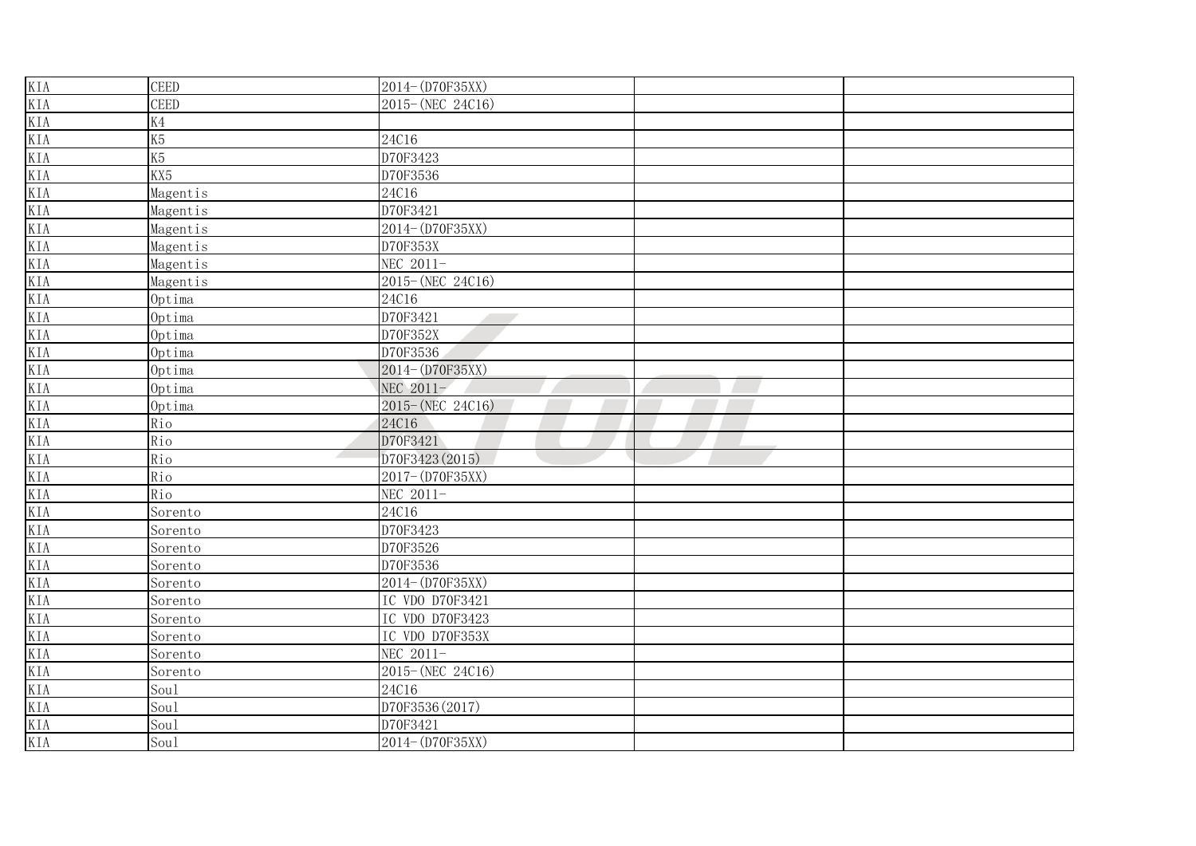| KIA | CEED | 2014-(D70F35XX) | | |
|---|---|---|---|---|
| KIA | CEED | 2015-(NEC 24C16) | | |
| KIA | K4 | | | |
| KIA | K5 | 24C16 | | |
| KIA | K5 | D70F3423 | | |
| KIA | KX5 | D70F3536 | | |
| KIA | Magentis | 24C16 | | |
| KIA | Magentis | D70F3421 | | |
| KIA | Magentis | 2014-(D70F35XX) | | |
| KIA | Magentis | D70F353X | | |
| KIA | Magentis | NEC 2011- | | |
| KIA | Magentis | 2015-(NEC 24C16) | | |
| KIA | Optima | 24C16 | | |
| KIA | Optima | D70F3421 | | |
| KIA | Optima | D70F352X | | |
| KIA | Optima | D70F3536 | | |
| KIA | Optima | 2014-(D70F35XX) | | |
| KIA | Optima | NEC 2011- | | |
| KIA | Optima | 2015-(NEC 24C16) | | |
| KIA | Rio | 24C16 | | |
| KIA | Rio | D70F3421 | | |
| KIA | Rio | D70F3423(2015) | | |
| KIA | Rio | 2017-(D70F35XX) | | |
| KIA | Rio | NEC 2011- | | |
| KIA | Sorento | 24C16 | | |
| KIA | Sorento | D70F3423 | | |
| KIA | Sorento | D70F3526 | | |
| KIA | Sorento | D70F3536 | | |
| KIA | Sorento | 2014-(D70F35XX) | | |
| KIA | Sorento | IC VDO D70F3421 | | |
| KIA | Sorento | IC VDO D70F3423 | | |
| KIA | Sorento | IC VDO D70F353X | | |
| KIA | Sorento | NEC 2011- | | |
| KIA | Sorento | 2015-(NEC 24C16) | | |
| KIA | Soul | 24C16 | | |
| KIA | Soul | D70F3536(2017) | | |
| KIA | Soul | D70F3421 | | |
| KIA | Soul | 2014-(D70F35XX) | | |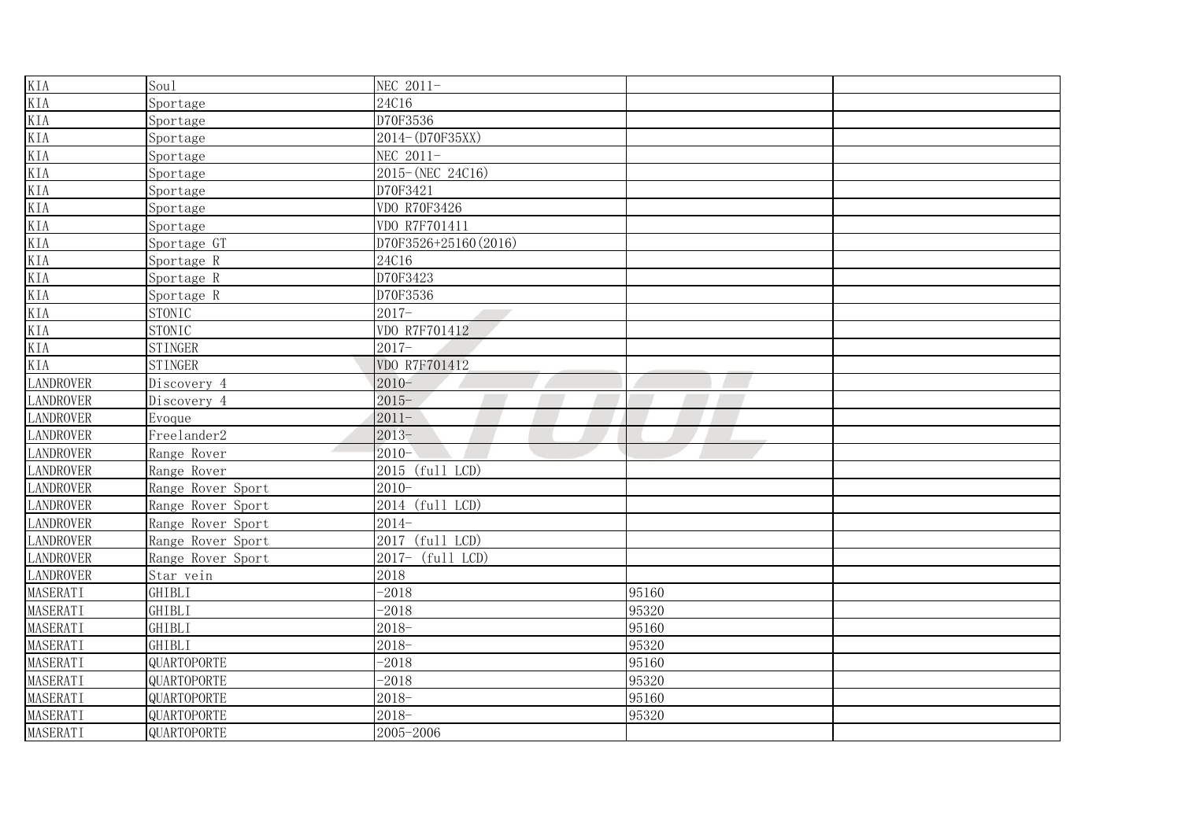| | | | | |
|---|---|---|---|---|
| KIA | Soul | NEC 2011- | | |
| KIA | Sportage | 24C16 | | |
| KIA | Sportage | D70F3536 | | |
| KIA | Sportage | 2014-(D70F35XX) | | |
| KIA | Sportage | NEC 2011- | | |
| KIA | Sportage | 2015-(NEC 24C16) | | |
| KIA | Sportage | D70F3421 | | |
| KIA | Sportage | VDO R70F3426 | | |
| KIA | Sportage | VDO R7F701411 | | |
| KIA | Sportage GT | D70F3526+25160(2016) | | |
| KIA | Sportage R | 24C16 | | |
| KIA | Sportage R | D70F3423 | | |
| KIA | Sportage R | D70F3536 | | |
| KIA | STONIC | 2017- | | |
| KIA | STONIC | VDO R7F701412 | | |
| KIA | STINGER | 2017- | | |
| KIA | STINGER | VDO R7F701412 | | |
| LANDROVER | Discovery 4 | 2010- | | |
| LANDROVER | Discovery 4 | 2015- | | |
| LANDROVER | Evoque | 2011- | | |
| LANDROVER | Freelander2 | 2013- | | |
| LANDROVER | Range Rover | 2010- | | |
| LANDROVER | Range Rover | 2015 (full LCD) | | |
| LANDROVER | Range Rover Sport | 2010- | | |
| LANDROVER | Range Rover Sport | 2014 (full LCD) | | |
| LANDROVER | Range Rover Sport | 2014- | | |
| LANDROVER | Range Rover Sport | 2017 (full LCD) | | |
| LANDROVER | Range Rover Sport | 2017- (full LCD) | | |
| LANDROVER | Star vein | 2018 | | |
| MASERATI | GHIBLI | -2018 | 95160 | |
| MASERATI | GHIBLI | -2018 | 95320 | |
| MASERATI | GHIBLI | 2018- | 95160 | |
| MASERATI | GHIBLI | 2018- | 95320 | |
| MASERATI | QUARTOPORTE | -2018 | 95160 | |
| MASERATI | QUARTOPORTE | -2018 | 95320 | |
| MASERATI | QUARTOPORTE | 2018- | 95160 | |
| MASERATI | QUARTOPORTE | 2018- | 95320 | |
| MASERATI | QUARTOPORTE | 2005-2006 | | |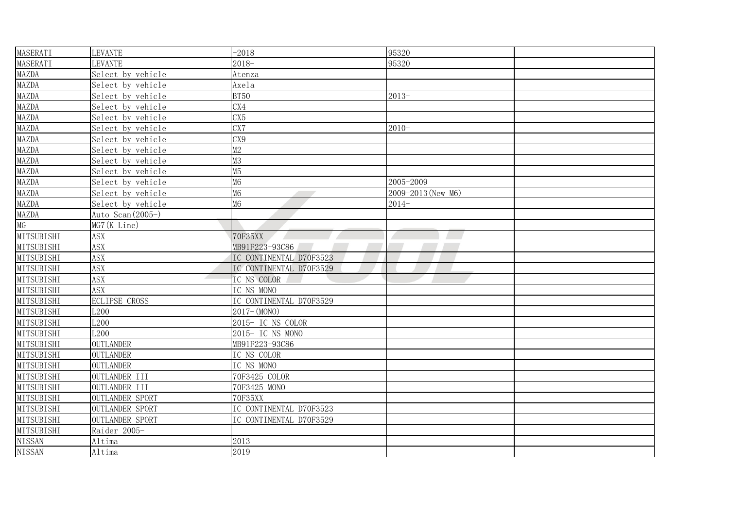| | | | | |
|---|---|---|---|---|
| MASERATI | LEVANTE | -2018 | 95320 | |
| MASERATI | LEVANTE | 2018- | 95320 | |
| MAZDA | Select by vehicle | Atenza | | |
| MAZDA | Select by vehicle | Axela | | |
| MAZDA | Select by vehicle | BT50 | 2013- | |
| MAZDA | Select by vehicle | CX4 | | |
| MAZDA | Select by vehicle | CX5 | | |
| MAZDA | Select by vehicle | CX7 | 2010- | |
| MAZDA | Select by vehicle | CX9 | | |
| MAZDA | Select by vehicle | M2 | | |
| MAZDA | Select by vehicle | M3 | | |
| MAZDA | Select by vehicle | M5 | | |
| MAZDA | Select by vehicle | M6 | 2005-2009 | |
| MAZDA | Select by vehicle | M6 | 2009-2013(New M6) | |
| MAZDA | Select by vehicle | M6 | 2014- | |
| MAZDA | Auto Scan(2005-) | | | |
| MG | MG7(K Line) | | | |
| MITSUBISHI | ASX | 70F35XX | | |
| MITSUBISHI | ASX | MB91F223+93C86 | | |
| MITSUBISHI | ASX | IC CONTINENTAL D70F3523 | | |
| MITSUBISHI | ASX | IC CONTINENTAL D70F3529 | | |
| MITSUBISHI | ASX | IC NS COLOR | | |
| MITSUBISHI | ASX | IC NS MONO | | |
| MITSUBISHI | ECLIPSE CROSS | IC CONTINENTAL D70F3529 | | |
| MITSUBISHI | L200 | 2017-(MONO) | | |
| MITSUBISHI | L200 | 2015- IC NS COLOR | | |
| MITSUBISHI | L200 | 2015- IC NS MONO | | |
| MITSUBISHI | OUTLANDER | MB91F223+93C86 | | |
| MITSUBISHI | OUTLANDER | IC NS COLOR | | |
| MITSUBISHI | OUTLANDER | IC NS MONO | | |
| MITSUBISHI | OUTLANDER III | 70F3425 COLOR | | |
| MITSUBISHI | OUTLANDER III | 70F3425 MONO | | |
| MITSUBISHI | OUTLANDER SPORT | 70F35XX | | |
| MITSUBISHI | OUTLANDER SPORT | IC CONTINENTAL D70F3523 | | |
| MITSUBISHI | OUTLANDER SPORT | IC CONTINENTAL D70F3529 | | |
| MITSUBISHI | Raider 2005- | | | |
| NISSAN | Altima | 2013 | | |
| NISSAN | Altima | 2019 | | |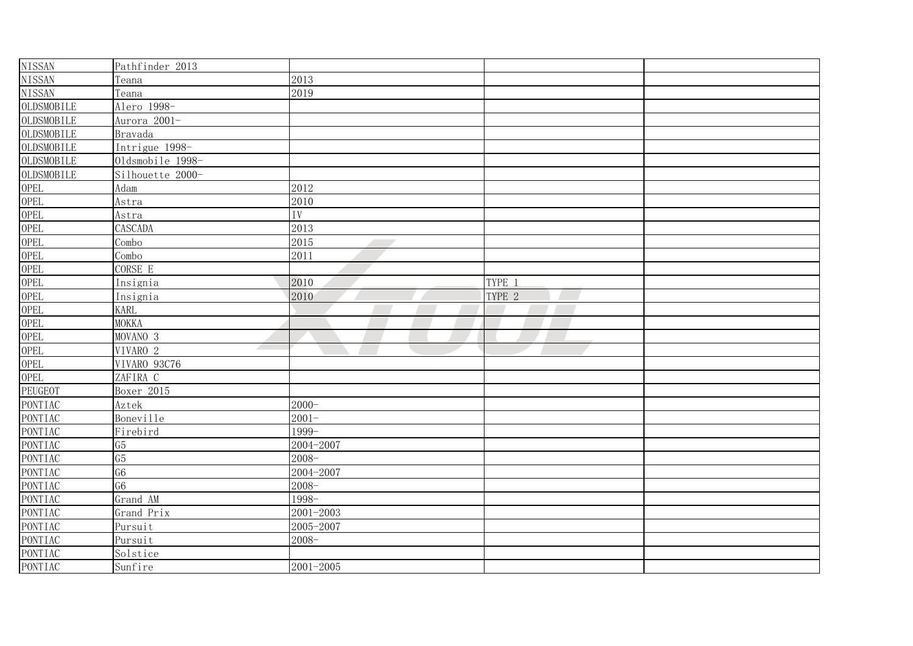| NISSAN | Pathfinder 2013 | | | |
|---|---|---|---|---|
| NISSAN | Teana | 2013 | | |
| NISSAN | Teana | 2019 | | |
| OLDSMOBILE | Alero 1998- | | | |
| OLDSMOBILE | Aurora 2001- | | | |
| OLDSMOBILE | Bravada | | | |
| OLDSMOBILE | Intrigue 1998- | | | |
| OLDSMOBILE | Oldsmobile 1998- | | | |
| OLDSMOBILE | Silhouette 2000- | | | |
| OPEL | Adam | 2012 | | |
| OPEL | Astra | 2010 | | |
| OPEL | Astra | IV | | |
| OPEL | CASCADA | 2013 | | |
| OPEL | Combo | 2015 | | |
| OPEL | Combo | 2011 | | |
| OPEL | CORSE E | | | |
| OPEL | Insignia | 2010 | TYPE 1 | |
| OPEL | Insignia | 2010 | TYPE 2 | |
| OPEL | KARL | | | |
| OPEL | MOKKA | | | |
| OPEL | MOVANO 3 | | | |
| OPEL | VIVARO 2 | | | |
| OPEL | VIVARO 93C76 | | | |
| OPEL | ZAFIRA C | | | |
| PEUGEOT | Boxer 2015 | | | |
| PONTIAC | Aztek | 2000- | | |
| PONTIAC | Boneville | 2001- | | |
| PONTIAC | Firebird | 1999- | | |
| PONTIAC | G5 | 2004-2007 | | |
| PONTIAC | G5 | 2008- | | |
| PONTIAC | G6 | 2004-2007 | | |
| PONTIAC | G6 | 2008- | | |
| PONTIAC | Grand AM | 1998- | | |
| PONTIAC | Grand Prix | 2001-2003 | | |
| PONTIAC | Pursuit | 2005-2007 | | |
| PONTIAC | Pursuit | 2008- | | |
| PONTIAC | Solstice | | | |
| PONTIAC | Sunfire | 2001-2005 | | |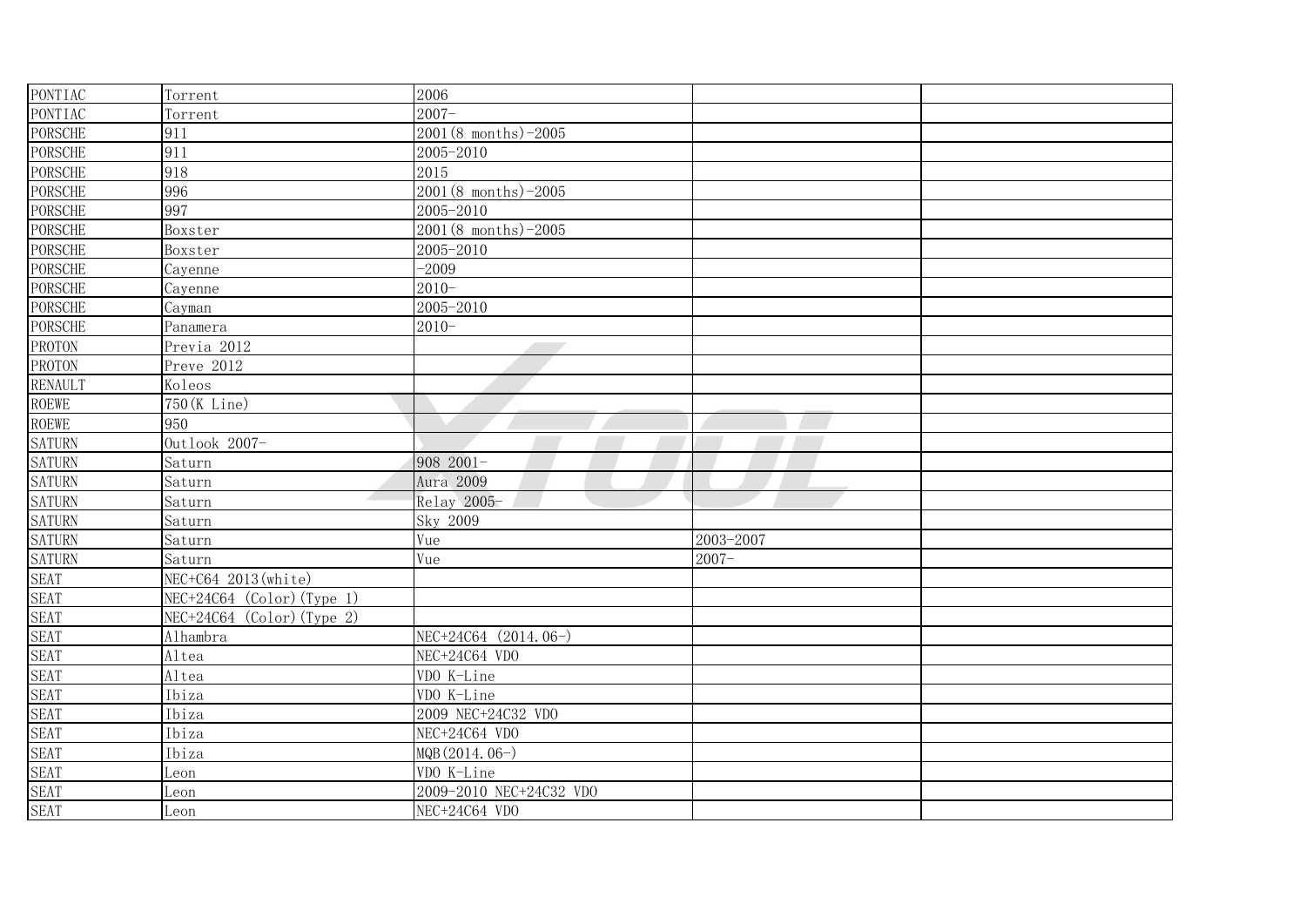| | | | | |
|---|---|---|---|---|
| PONTIAC | Torrent | 2006 | | |
| PONTIAC | Torrent | 2007- | | |
| PORSCHE | 911 | 2001(8 months)-2005 | | |
| PORSCHE | 911 | 2005-2010 | | |
| PORSCHE | 918 | 2015 | | |
| PORSCHE | 996 | 2001(8 months)-2005 | | |
| PORSCHE | 997 | 2005-2010 | | |
| PORSCHE | Boxster | 2001(8 months)-2005 | | |
| PORSCHE | Boxster | 2005-2010 | | |
| PORSCHE | Cayenne | -2009 | | |
| PORSCHE | Cayenne | 2010- | | |
| PORSCHE | Cayman | 2005-2010 | | |
| PORSCHE | Panamera | 2010- | | |
| PROTON | Previa 2012 | | | |
| PROTON | Preve 2012 | | | |
| RENAULT | Koleos | | | |
| ROEWE | 750(K Line) | | | |
| ROEWE | 950 | | | |
| SATURN | Outlook 2007- | | | |
| SATURN | Saturn | 908 2001- | | |
| SATURN | Saturn | Aura 2009 | | |
| SATURN | Saturn | Relay 2005- | | |
| SATURN | Saturn | Sky 2009 | | |
| SATURN | Saturn | Vue | 2003-2007 | |
| SATURN | Saturn | Vue | 2007- | |
| SEAT | NEC+C64 2013(white) | | | |
| SEAT | NEC+24C64 (Color)(Type 1) | | | |
| SEAT | NEC+24C64 (Color)(Type 2) | | | |
| SEAT | Alhambra | NEC+24C64 (2014.06-) | | |
| SEAT | Altea | NEC+24C64 VDO | | |
| SEAT | Altea | VDO K-Line | | |
| SEAT | Ibiza | VDO K-Line | | |
| SEAT | Ibiza | 2009 NEC+24C32 VDO | | |
| SEAT | Ibiza | NEC+24C64 VDO | | |
| SEAT | Ibiza | MQB(2014.06-) | | |
| SEAT | Leon | VDO K-Line | | |
| SEAT | Leon | 2009-2010 NEC+24C32 VDO | | |
| SEAT | Leon | NEC+24C64 VDO | | |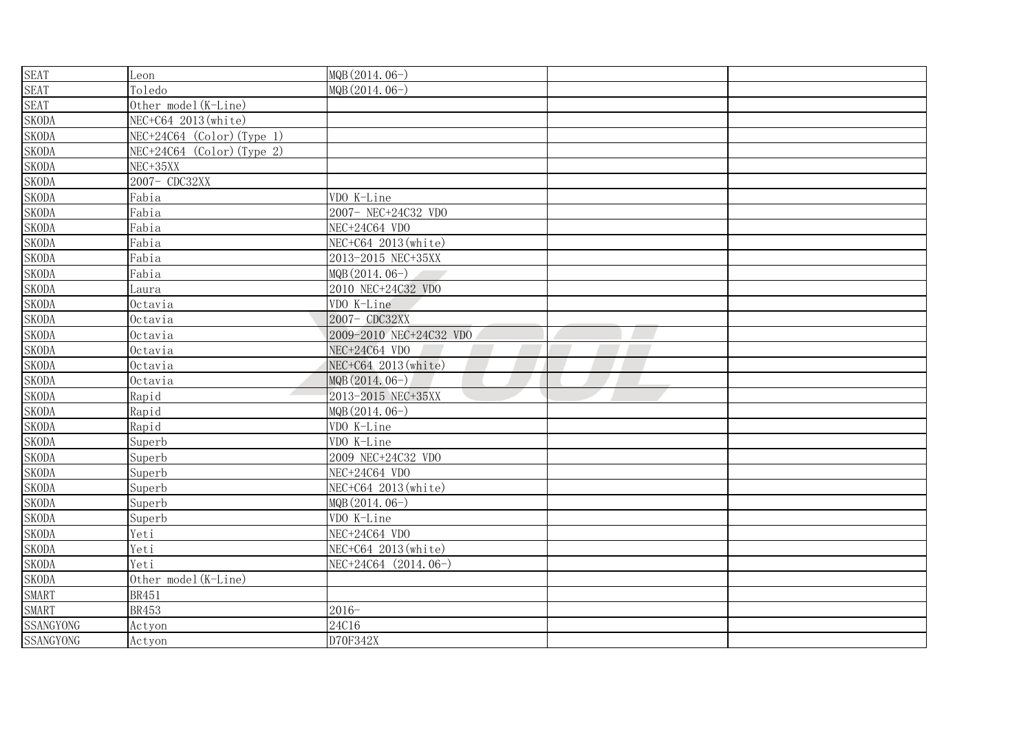| | | | | |
|---|---|---|---|---|
| SEAT | Leon | MQB(2014.06-) | | |
| SEAT | Toledo | MQB(2014.06-) | | |
| SEAT | Other model(K-Line) | | | |
| SKODA | NEC+C64 2013(white) | | | |
| SKODA | NEC+24C64 (Color)(Type 1) | | | |
| SKODA | NEC+24C64 (Color)(Type 2) | | | |
| SKODA | NEC+35XX | | | |
| SKODA | 2007- CDC32XX | | | |
| SKODA | Fabia | VDO K-Line | | |
| SKODA | Fabia | 2007- NEC+24C32 VDO | | |
| SKODA | Fabia | NEC+24C64 VDO | | |
| SKODA | Fabia | NEC+C64 2013(white) | | |
| SKODA | Fabia | 2013-2015 NEC+35XX | | |
| SKODA | Fabia | MQB(2014.06-) | | |
| SKODA | Laura | 2010 NEC+24C32 VDO | | |
| SKODA | Octavia | VDO K-Line | | |
| SKODA | Octavia | 2007- CDC32XX | | |
| SKODA | Octavia | 2009-2010 NEC+24C32 VDO | | |
| SKODA | Octavia | NEC+24C64 VDO | | |
| SKODA | Octavia | NEC+C64 2013(white) | | |
| SKODA | Octavia | MQB(2014.06-) | | |
| SKODA | Rapid | 2013-2015 NEC+35XX | | |
| SKODA | Rapid | MQB(2014.06-) | | |
| SKODA | Rapid | VDO K-Line | | |
| SKODA | Superb | VDO K-Line | | |
| SKODA | Superb | 2009 NEC+24C32 VDO | | |
| SKODA | Superb | NEC+24C64 VDO | | |
| SKODA | Superb | NEC+C64 2013(white) | | |
| SKODA | Superb | MQB(2014.06-) | | |
| SKODA | Superb | VDO K-Line | | |
| SKODA | Yeti | NEC+24C64 VDO | | |
| SKODA | Yeti | NEC+C64 2013(white) | | |
| SKODA | Yeti | NEC+24C64 (2014.06-) | | |
| SKODA | Other model(K-Line) | | | |
| SMART | BR451 | | | |
| SMART | BR453 | 2016- | | |
| SSANGYONG | Actyon | 24C16 | | |
| SSANGYONG | Actyon | D70F342X | | |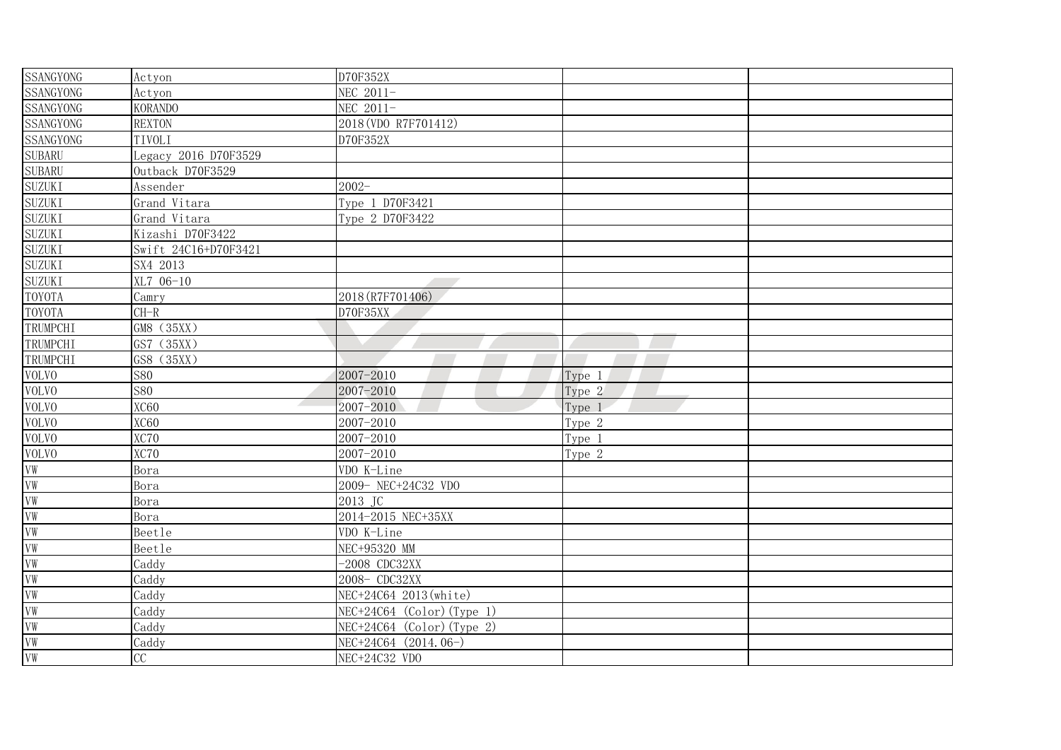| SSANGYONG | Actyon | D70F352X | | |
|---|---|---|---|---|
| SSANGYONG | Actyon | NEC 2011- | | |
| SSANGYONG | KORANDO | NEC 2011- | | |
| SSANGYONG | REXTON | 2018(VDO R7F701412) | | |
| SSANGYONG | TIVOLI | D70F352X | | |
| SUBARU | Legacy 2016 D70F3529 | | | |
| SUBARU | Outback D70F3529 | | | |
| SUZUKI | Assender | 2002- | | |
| SUZUKI | Grand Vitara | Type 1 D70F3421 | | |
| SUZUKI | Grand Vitara | Type 2 D70F3422 | | |
| SUZUKI | Kizashi D70F3422 | | | |
| SUZUKI | Swift 24C16+D70F3421 | | | |
| SUZUKI | SX4 2013 | | | |
| SUZUKI | XL7 06-10 | | | |
| TOYOTA | Camry | 2018(R7F701406) | | |
| TOYOTA | CH-R | D70F35XX | | |
| TRUMPCHI | GM8 (35XX) | | | |
| TRUMPCHI | GS7 (35XX) | | | |
| TRUMPCHI | GS8 (35XX) | | | |
| VOLVO | S80 | 2007-2010 | Type 1 | |
| VOLVO | S80 | 2007-2010 | Type 2 | |
| VOLVO | XC60 | 2007-2010 | Type 1 | |
| VOLVO | XC60 | 2007-2010 | Type 2 | |
| VOLVO | XC70 | 2007-2010 | Type 1 | |
| VOLVO | XC70 | 2007-2010 | Type 2 | |
| VW | Bora | VDO K-Line | | |
| VW | Bora | 2009- NEC+24C32 VDO | | |
| VW | Bora | 2013 JC | | |
| VW | Bora | 2014-2015 NEC+35XX | | |
| VW | Beetle | VDO K-Line | | |
| VW | Beetle | NEC+95320 MM | | |
| VW | Caddy | -2008 CDC32XX | | |
| VW | Caddy | 2008- CDC32XX | | |
| VW | Caddy | NEC+24C64 2013(white) | | |
| VW | Caddy | NEC+24C64 (Color)(Type 1) | | |
| VW | Caddy | NEC+24C64 (Color)(Type 2) | | |
| VW | Caddy | NEC+24C64 (2014.06-) | | |
| VW | CC | NEC+24C32 VDO | | |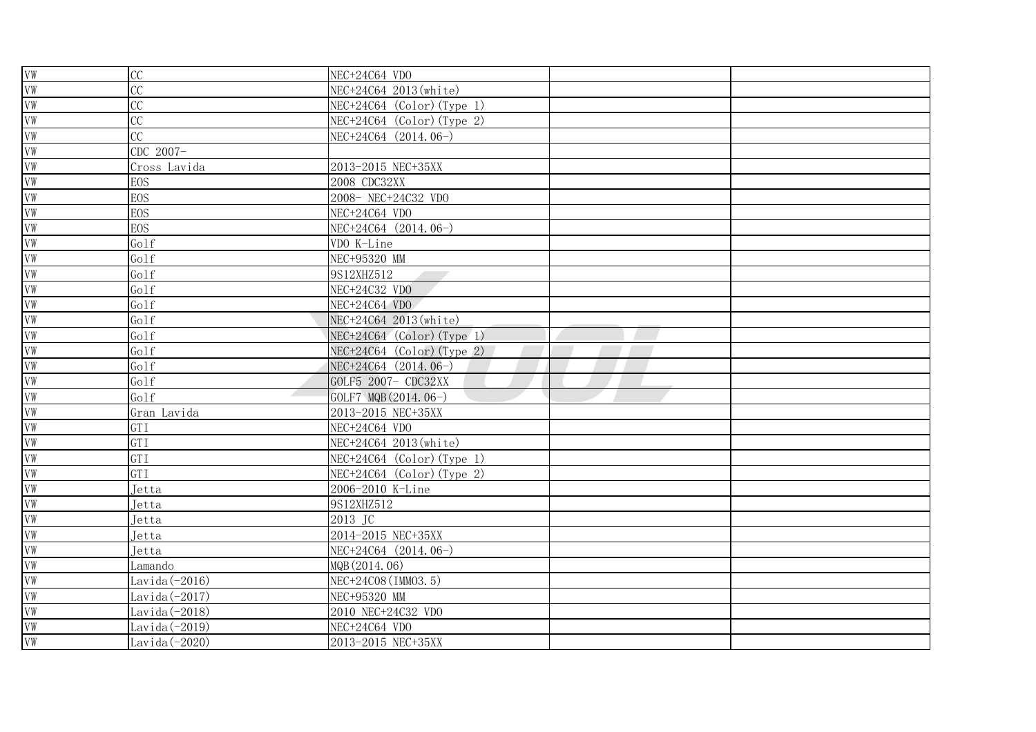| | | | | |
|---|---|---|---|---|
| VW | CC | NEC+24C64 VDO | | |
| VW | CC | NEC+24C64 2013(white) | | |
| VW | CC | NEC+24C64 (Color)(Type 1) | | |
| VW | CC | NEC+24C64 (Color)(Type 2) | | |
| VW | CC | NEC+24C64 (2014.06-) | | |
| VW | CDC 2007- | | | |
| VW | Cross Lavida | 2013-2015 NEC+35XX | | |
| VW | EOS | 2008 CDC32XX | | |
| VW | EOS | 2008- NEC+24C32 VDO | | |
| VW | EOS | NEC+24C64 VDO | | |
| VW | EOS | NEC+24C64 (2014.06-) | | |
| VW | Golf | VDO K-Line | | |
| VW | Golf | NEC+95320 MM | | |
| VW | Golf | 9S12XHZ512 | | |
| VW | Golf | NEC+24C32 VDO | | |
| VW | Golf | NEC+24C64 VDO | | |
| VW | Golf | NEC+24C64 2013(white) | | |
| VW | Golf | NEC+24C64 (Color)(Type 1) | | |
| VW | Golf | NEC+24C64 (Color)(Type 2) | | |
| VW | Golf | NEC+24C64 (2014.06-) | | |
| VW | Golf | GOLF5 2007- CDC32XX | | |
| VW | Golf | GOLF7 MQB(2014.06-) | | |
| VW | Gran Lavida | 2013-2015 NEC+35XX | | |
| VW | GTI | NEC+24C64 VDO | | |
| VW | GTI | NEC+24C64 2013(white) | | |
| VW | GTI | NEC+24C64 (Color)(Type 1) | | |
| VW | GTI | NEC+24C64 (Color)(Type 2) | | |
| VW | Jetta | 2006-2010 K-Line | | |
| VW | Jetta | 9S12XHZ512 | | |
| VW | Jetta | 2013 JC | | |
| VW | Jetta | 2014-2015 NEC+35XX | | |
| VW | Jetta | NEC+24C64 (2014.06-) | | |
| VW | Lamando | MQB(2014.06) | | |
| VW | Lavida(-2016) | NEC+24C08(IMMO3.5) | | |
| VW | Lavida(-2017) | NEC+95320 MM | | |
| VW | Lavida(-2018) | 2010 NEC+24C32 VDO | | |
| VW | Lavida(-2019) | NEC+24C64 VDO | | |
| VW | Lavida(-2020) | 2013-2015 NEC+35XX | | |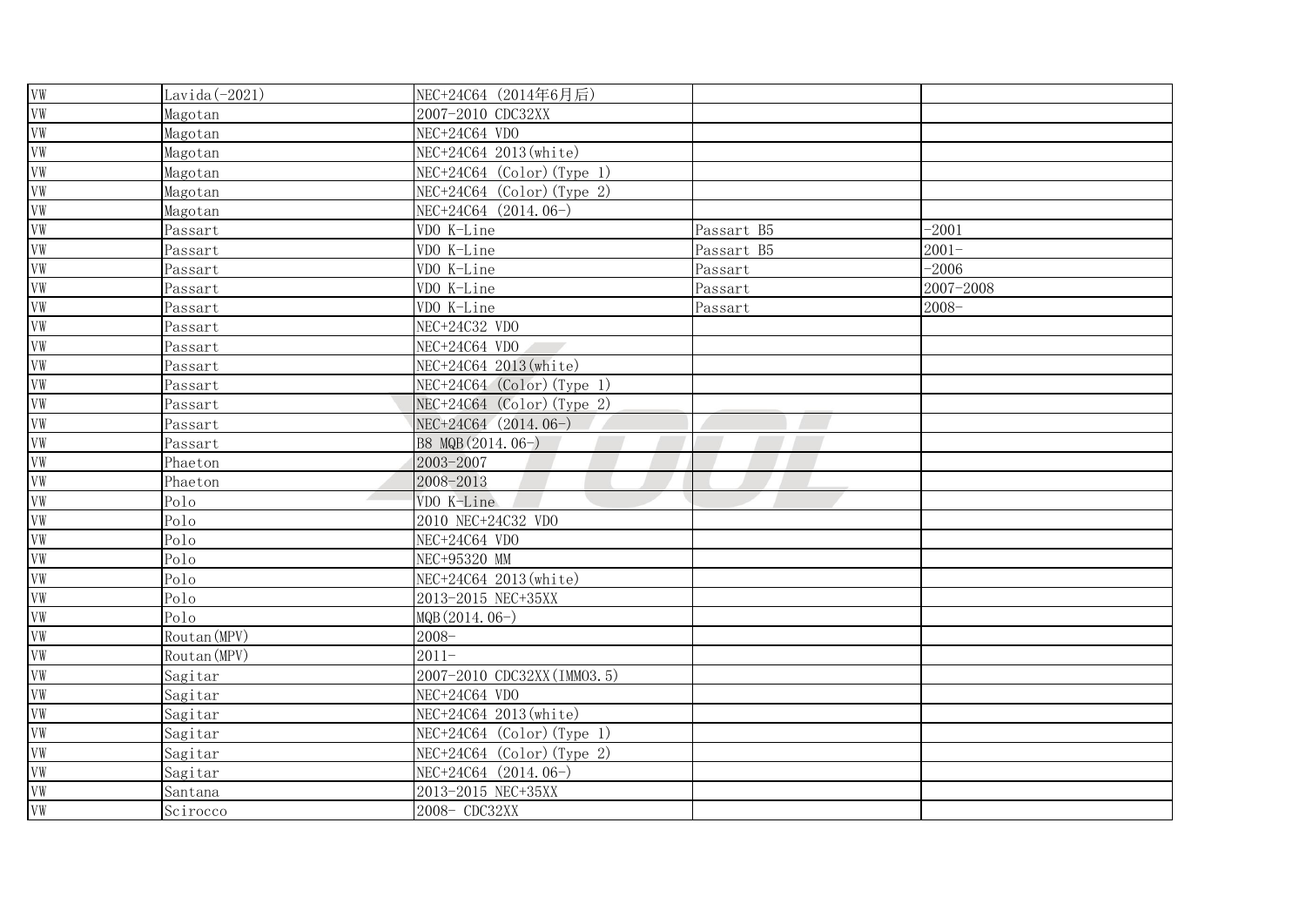| VW | Lavida(-2021) | NEC+24C64 (2014年6月后) | | |
|---|---|---|---|---|
| VW | Magotan | 2007-2010 CDC32XX | | |
| VW | Magotan | NEC+24C64 VDO | | |
| VW | Magotan | NEC+24C64 2013(white) | | |
| VW | Magotan | NEC+24C64 (Color)(Type 1) | | |
| VW | Magotan | NEC+24C64 (Color)(Type 2) | | |
| VW | Magotan | NEC+24C64 (2014.06-) | | |
| VW | Passart | VDO K-Line | Passart B5 | -2001 |
| VW | Passart | VDO K-Line | Passart B5 | 2001- |
| VW | Passart | VDO K-Line | Passart | -2006 |
| VW | Passart | VDO K-Line | Passart | 2007-2008 |
| VW | Passart | VDO K-Line | Passart | 2008- |
| VW | Passart | NEC+24C32 VDO | | |
| VW | Passart | NEC+24C64 VDO | | |
| VW | Passart | NEC+24C64 2013(white) | | |
| VW | Passart | NEC+24C64 (Color)(Type 1) | | |
| VW | Passart | NEC+24C64 (Color)(Type 2) | | |
| VW | Passart | NEC+24C64 (2014.06-) | | |
| VW | Passart | B8 MQB(2014.06-) | | |
| VW | Phaeton | 2003-2007 | | |
| VW | Phaeton | 2008-2013 | | |
| VW | Polo | VDO K-Line | | |
| VW | Polo | 2010 NEC+24C32 VDO | | |
| VW | Polo | NEC+24C64 VDO | | |
| VW | Polo | NEC+95320 MM | | |
| VW | Polo | NEC+24C64 2013(white) | | |
| VW | Polo | 2013-2015 NEC+35XX | | |
| VW | Polo | MQB(2014.06-) | | |
| VW | Routan(MPV) | 2008- | | |
| VW | Routan(MPV) | 2011- | | |
| VW | Sagitar | 2007-2010 CDC32XX(IMMO3.5) | | |
| VW | Sagitar | NEC+24C64 VDO | | |
| VW | Sagitar | NEC+24C64 2013(white) | | |
| VW | Sagitar | NEC+24C64 (Color)(Type 1) | | |
| VW | Sagitar | NEC+24C64 (Color)(Type 2) | | |
| VW | Sagitar | NEC+24C64 (2014.06-) | | |
| VW | Santana | 2013-2015 NEC+35XX | | |
| VW | Scirocco | 2008- CDC32XX | | |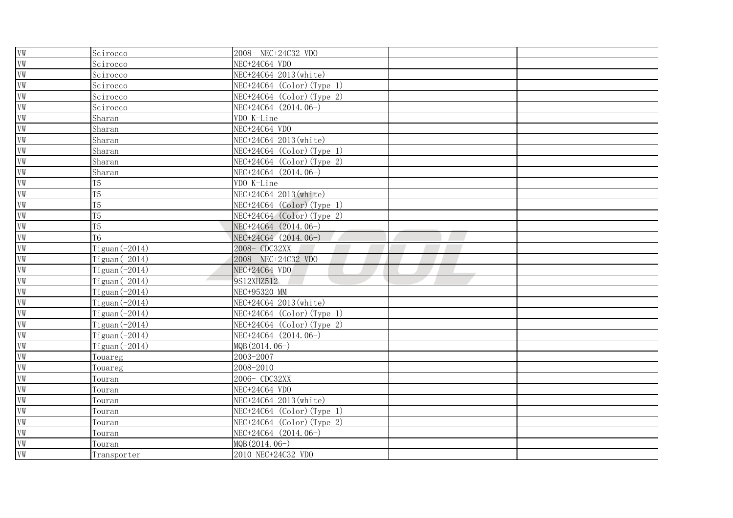| VW | Scirocco | 2008- NEC+24C32 VDO | | |
|---|---|---|---|---|
| VW | Scirocco | NEC+24C64 VDO | | |
| VW | Scirocco | NEC+24C64 2013(white) | | |
| VW | Scirocco | NEC+24C64 (Color)(Type 1) | | |
| VW | Scirocco | NEC+24C64 (Color)(Type 2) | | |
| VW | Scirocco | NEC+24C64 (2014.06-) | | |
| VW | Sharan | VDO K-Line | | |
| VW | Sharan | NEC+24C64 VDO | | |
| VW | Sharan | NEC+24C64 2013(white) | | |
| VW | Sharan | NEC+24C64 (Color)(Type 1) | | |
| VW | Sharan | NEC+24C64 (Color)(Type 2) | | |
| VW | Sharan | NEC+24C64 (2014.06-) | | |
| VW | T5 | VDO K-Line | | |
| VW | T5 | NEC+24C64 2013(white) | | |
| VW | T5 | NEC+24C64 (Color)(Type 1) | | |
| VW | T5 | NEC+24C64 (Color)(Type 2) | | |
| VW | T5 | NEC+24C64 (2014.06-) | | |
| VW | T6 | NEC+24C64 (2014.06-) | | |
| VW | Tiguan(-2014) | 2008- CDC32XX | | |
| VW | Tiguan(-2014) | 2008- NEC+24C32 VDO | | |
| VW | Tiguan(-2014) | NEC+24C64 VDO | | |
| VW | Tiguan(-2014) | 9S12XHZ512 | | |
| VW | Tiguan(-2014) | NEC+95320 MM | | |
| VW | Tiguan(-2014) | NEC+24C64 2013(white) | | |
| VW | Tiguan(-2014) | NEC+24C64 (Color)(Type 1) | | |
| VW | Tiguan(-2014) | NEC+24C64 (Color)(Type 2) | | |
| VW | Tiguan(-2014) | NEC+24C64 (2014.06-) | | |
| VW | Tiguan(-2014) | MQB(2014.06-) | | |
| VW | Touareg | 2003-2007 | | |
| VW | Touareg | 2008-2010 | | |
| VW | Touran | 2006- CDC32XX | | |
| VW | Touran | NEC+24C64 VDO | | |
| VW | Touran | NEC+24C64 2013(white) | | |
| VW | Touran | NEC+24C64 (Color)(Type 1) | | |
| VW | Touran | NEC+24C64 (Color)(Type 2) | | |
| VW | Touran | NEC+24C64 (2014.06-) | | |
| VW | Touran | MQB(2014.06-) | | |
| VW | Transporter | 2010 NEC+24C32 VDO | | |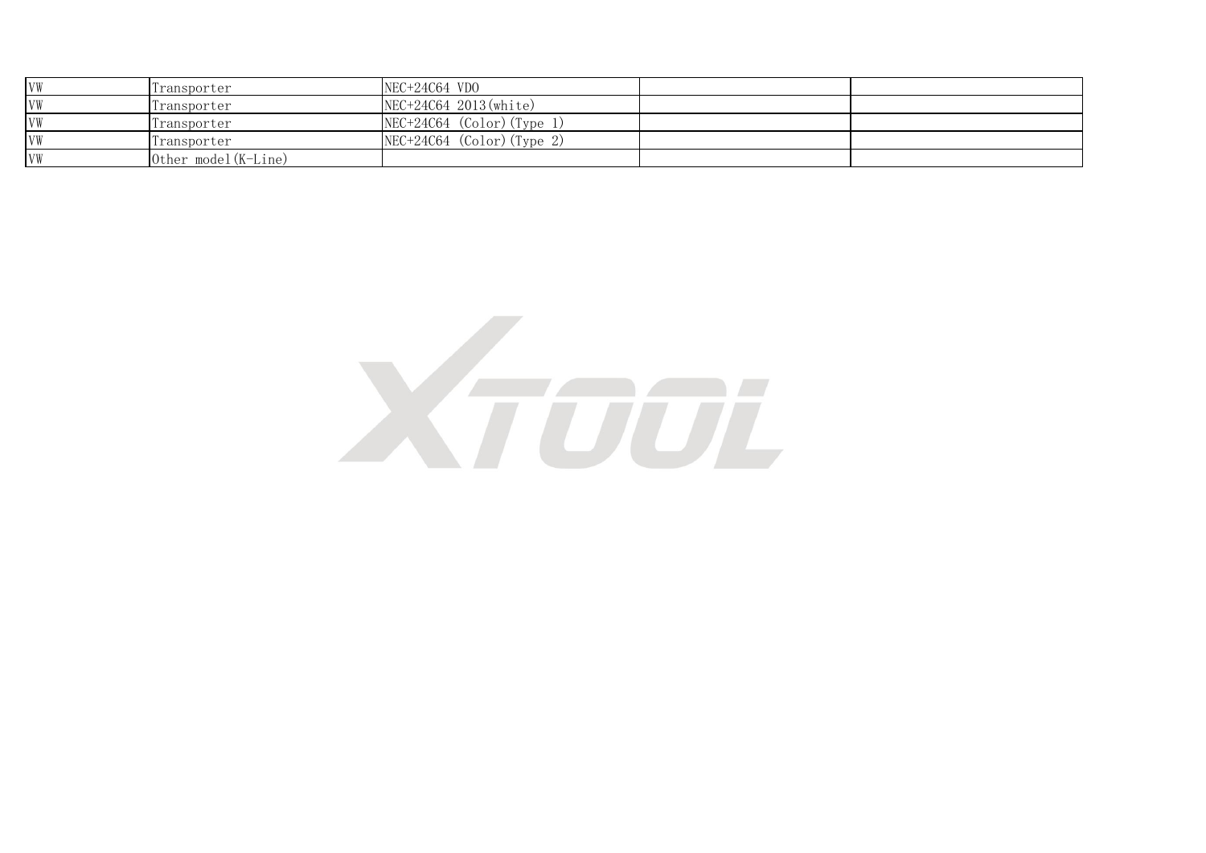| | | | | |
|---|---|---|---|---|
| VW | Transporter | NEC+24C64 VDO | | |
| VW | Transporter | NEC+24C64 2013(white) | | |
| VW | Transporter | NEC+24C64 (Color)(Type 1) | | |
| VW | Transporter | NEC+24C64 (Color)(Type 2) | | |
| VW | Other model(K-Line) | | | |